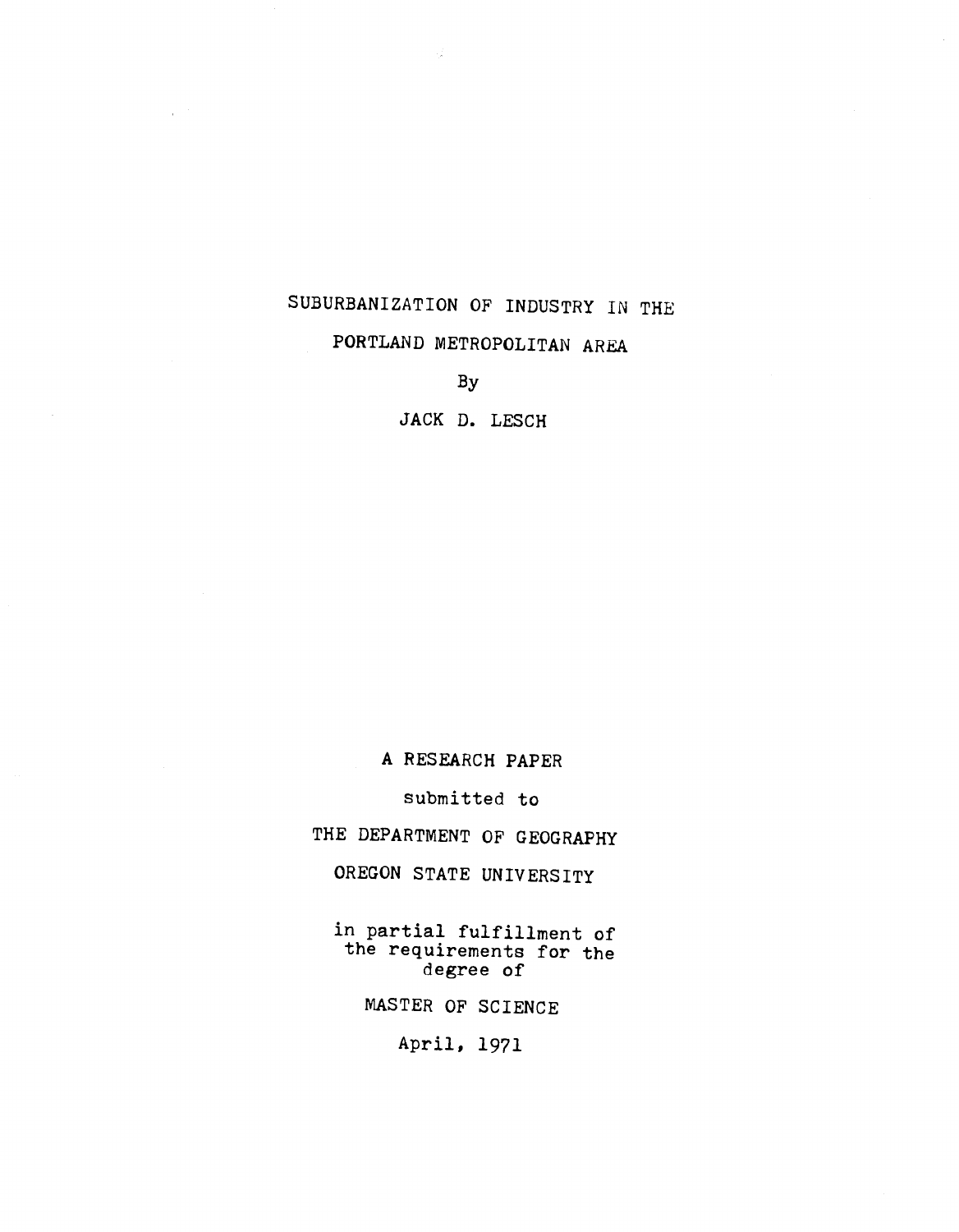# SUBURBANIZATION OF INDUSTRY IN THE PORTLAND METROPOLITAN AREA

By

JACK D. LESCH

A RESEARCH PAPER

submitted to

THE DEPARTMENT OF GEOGRAPHY

OREGON STATE UNIVERSITY

in partial fulfillment of the requirements for the degree of

MASTER OF SCIENCE

April, 1971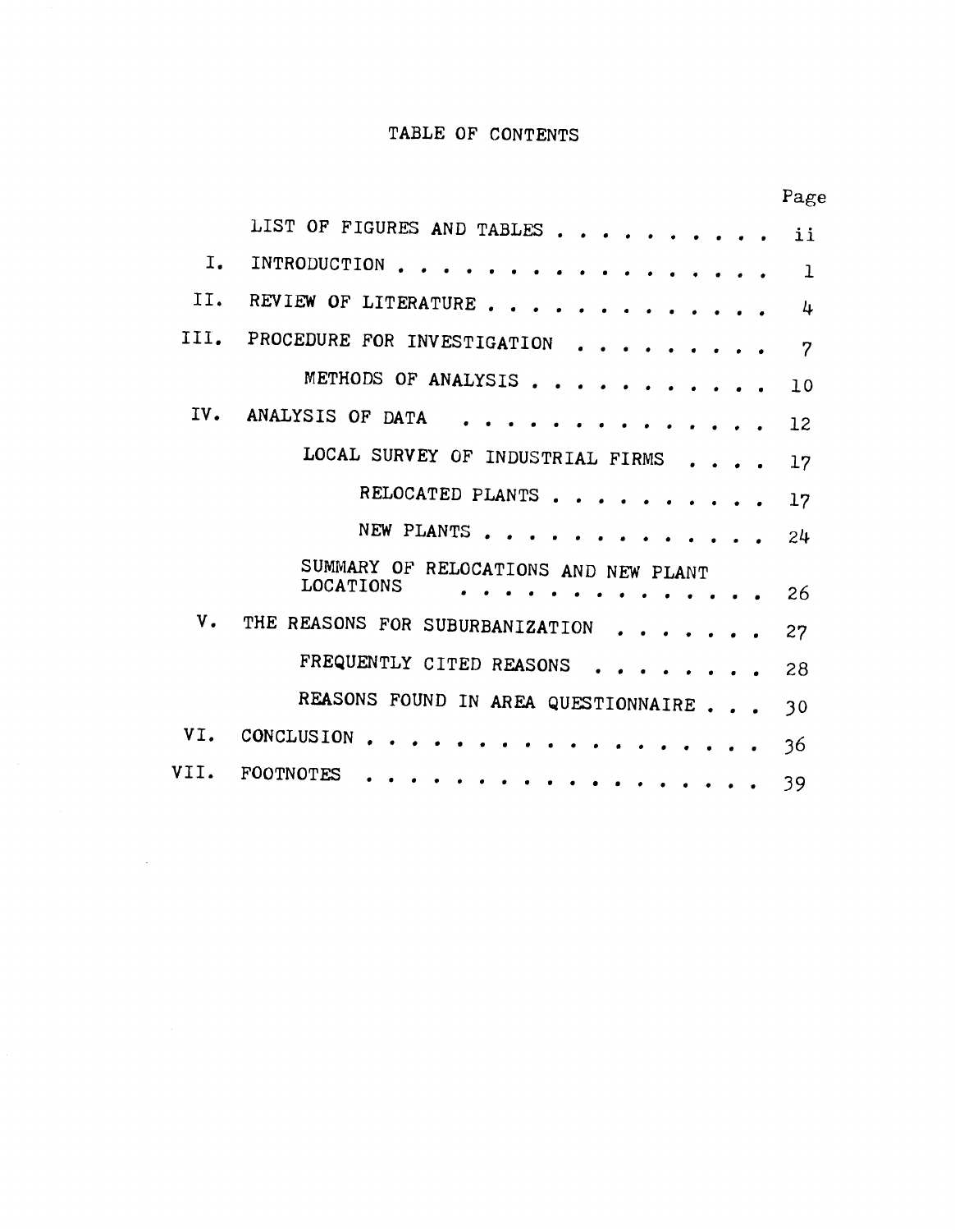# TABLE OF CONTENTS

| | | Page |
|---|---|---|
| | LIST OF FIGURES AND TABLES | ii |
| I. | INTRODUCTION | 1 |
| II. | REVIEW OF LITERATURE | 4 |
| III. | PROCEDURE FOR INVESTIGATION | 7 |
| | METHODS OF ANALYSIS | 10 |
| IV. | ANALYSIS OF DATA | 12 |
| | LOCAL SURVEY OF INDUSTRIAL FIRMS | 17 |
| | RELOCATED PLANTS | 17 |
| | NEW PLANTS | 24 |
| | SUMMARY OF RELOCATIONS AND NEW PLANT LOCATIONS | 26 |
| V. | THE REASONS FOR SUBURBANIZATION | 27 |
| | FREQUENTLY CITED REASONS | 28 |
| | REASONS FOUND IN AREA QUESTIONNAIRE | 30 |
| VI. | CONCLUSION | 36 |
| VII. | FOOTNOTES | 39 |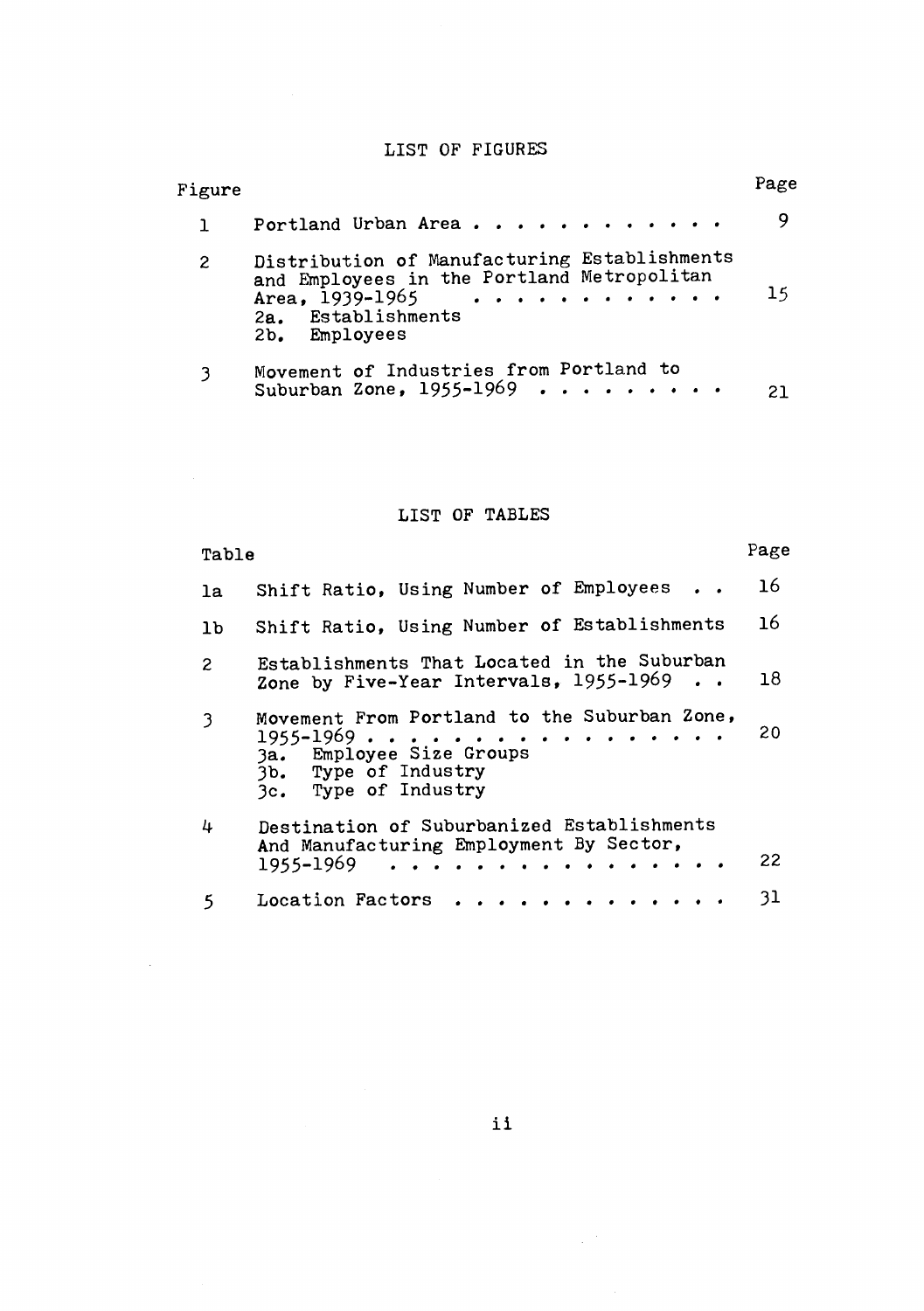## LIST OF FIGURES

| Figure | | Page |
|---|---|---|
| 1 | Portland Urban Area . . . . . . . . . . . . . | 9 |
| 2 | Distribution of Manufacturing Establishments and Employees in the Portland Metropolitan Area, 1939-1965 . . . . . . . . . . . .<br>2a. Establishments<br>2b. Employees | 15 |
| 3 | Movement of Industries from Portland to Suburban Zone, 1955-1969 . . . . . . . . . | 21 |

## LIST OF TABLES

| Table | | Page |
|---|---|---|
| 1a | Shift Ratio, Using Number of Employees . . | 16 |
| 1b | Shift Ratio, Using Number of Establishments | 16 |
| 2 | Establishments That Located in the Suburban Zone by Five-Year Intervals, 1955-1969 . . | 18 |
| 3 | Movement From Portland to the Suburban Zone, 1955-1969 . . . . . . . . . . . . . . . .<br>3a. Employee Size Groups<br>3b. Type of Industry<br>3c. Type of Industry | 20 |
| 4 | Destination of Suburbanized Establishments And Manufacturing Employment By Sector, 1955-1969 . . . . . . . . . . . . . . . | 22 |
| 5 | Location Factors . . . . . . . . . . . . . | 31 |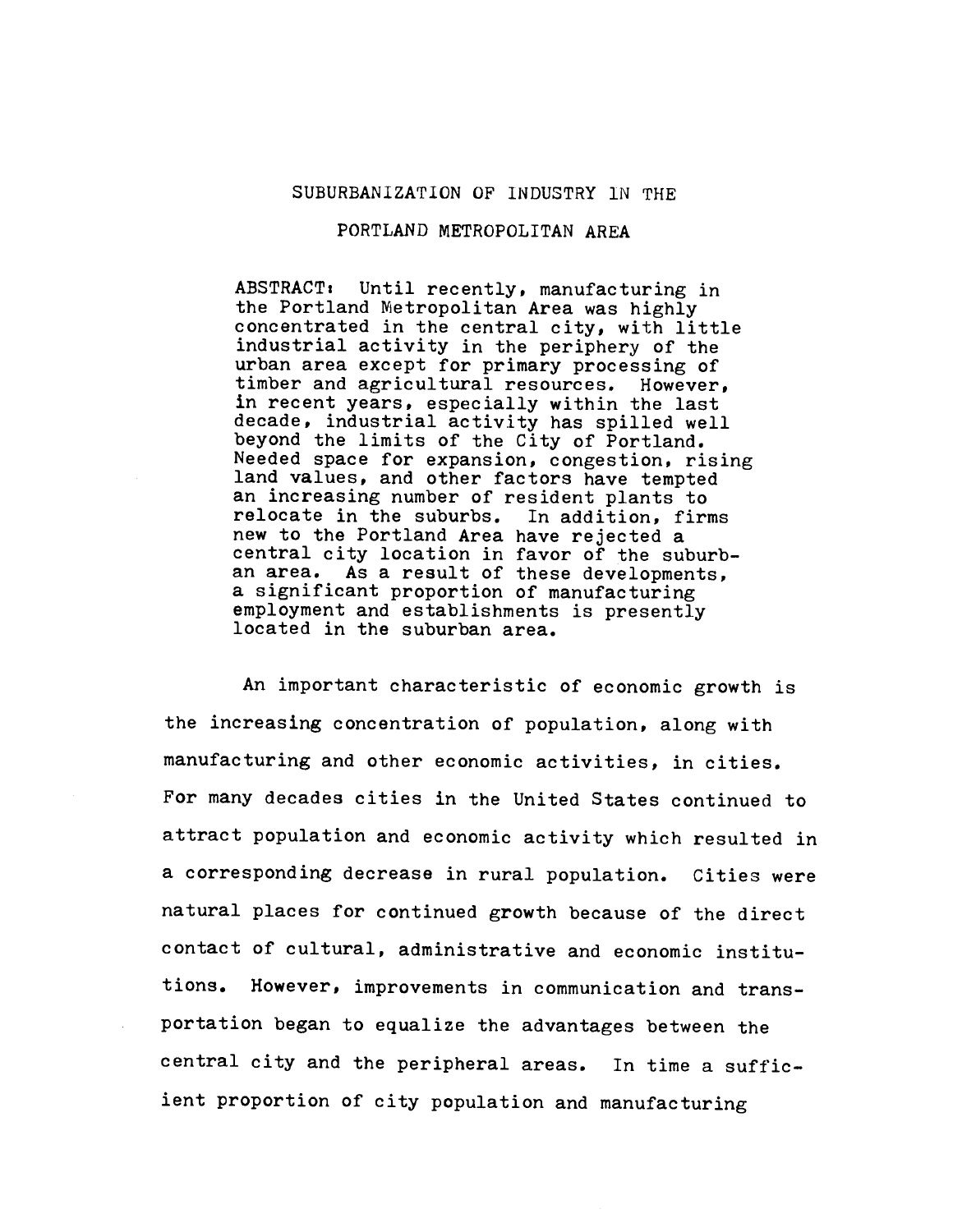# SUBURBANIZATION OF INDUSTRY IN THE PORTLAND METROPOLITAN AREA

ABSTRACT: Until recently, manufacturing in the Portland Metropolitan Area was highly concentrated in the central city, with little industrial activity in the periphery of the urban area except for primary processing of timber and agricultural resources. However, in recent years, especially within the last decade, industrial activity has spilled well beyond the limits of the City of Portland. Needed space for expansion, congestion, rising land values, and other factors have tempted an increasing number of resident plants to relocate in the suburbs. In addition, firms new to the Portland Area have rejected a central city location in favor of the suburban area. As a result of these developments, a significant proportion of manufacturing employment and establishments is presently located in the suburban area.

An important characteristic of economic growth is the increasing concentration of population, along with manufacturing and other economic activities, in cities. For many decades cities in the United States continued to attract population and economic activity which resulted in a corresponding decrease in rural population. Cities were natural places for continued growth because of the direct contact of cultural, administrative and economic institutions. However, improvements in communication and transportation began to equalize the advantages between the central city and the peripheral areas. In time a sufficient proportion of city population and manufacturing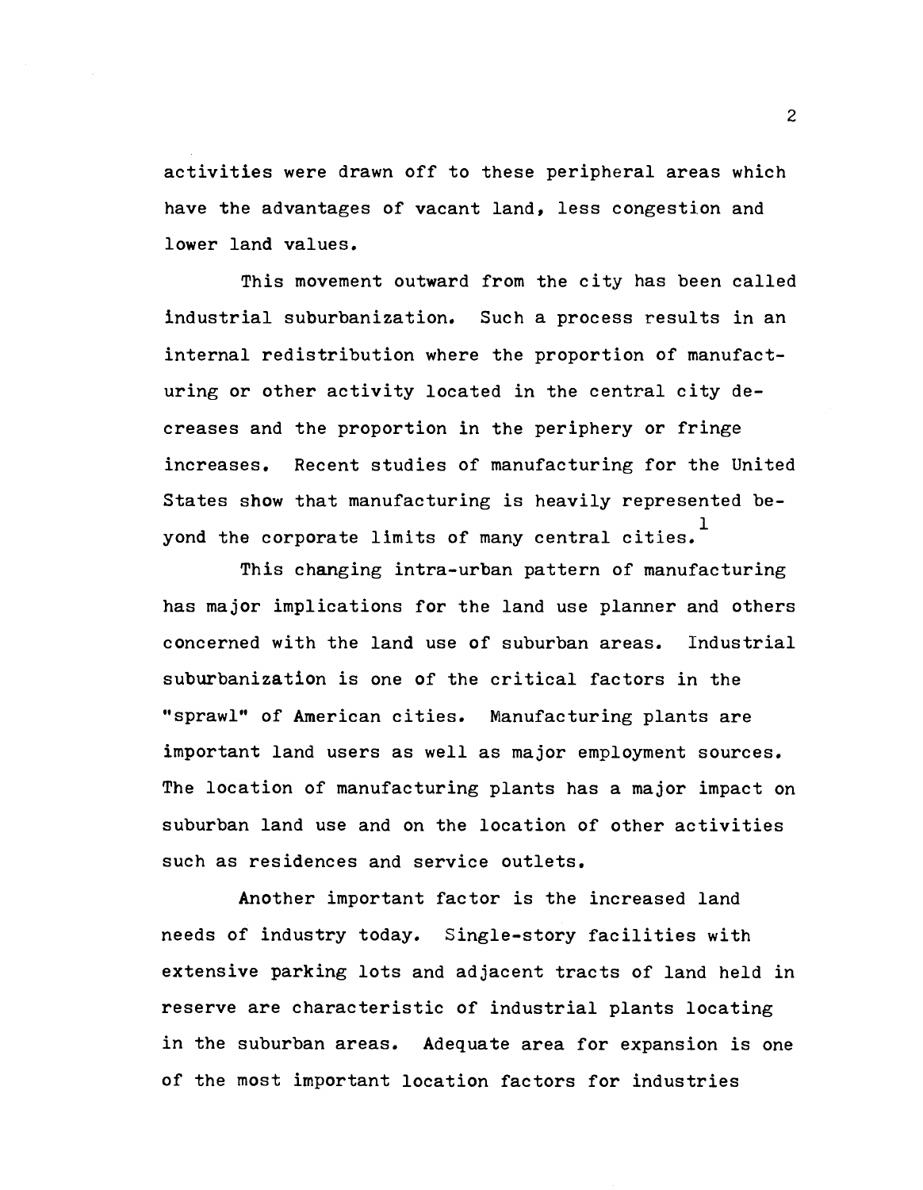activities were drawn off to these peripheral areas which have the advantages of vacant land, less congestion and lower land values.

This movement outward from the city has been called industrial suburbanization. Such a process results in an internal redistribution where the proportion of manufacturing or other activity located in the central city decreases and the proportion in the periphery or fringe increases. Recent studies of manufacturing for the United States show that manufacturing is heavily represented beyond the corporate limits of many central cities.[1]

This changing intra-urban pattern of manufacturing has major implications for the land use planner and others concerned with the land use of suburban areas. Industrial suburbanization is one of the critical factors in the "sprawl" of American cities. Manufacturing plants are important land users as well as major employment sources. The location of manufacturing plants has a major impact on suburban land use and on the location of other activities such as residences and service outlets.

Another important factor is the increased land needs of industry today. Single-story facilities with extensive parking lots and adjacent tracts of land held in reserve are characteristic of industrial plants locating in the suburban areas. Adequate area for expansion is one of the most important location factors for industries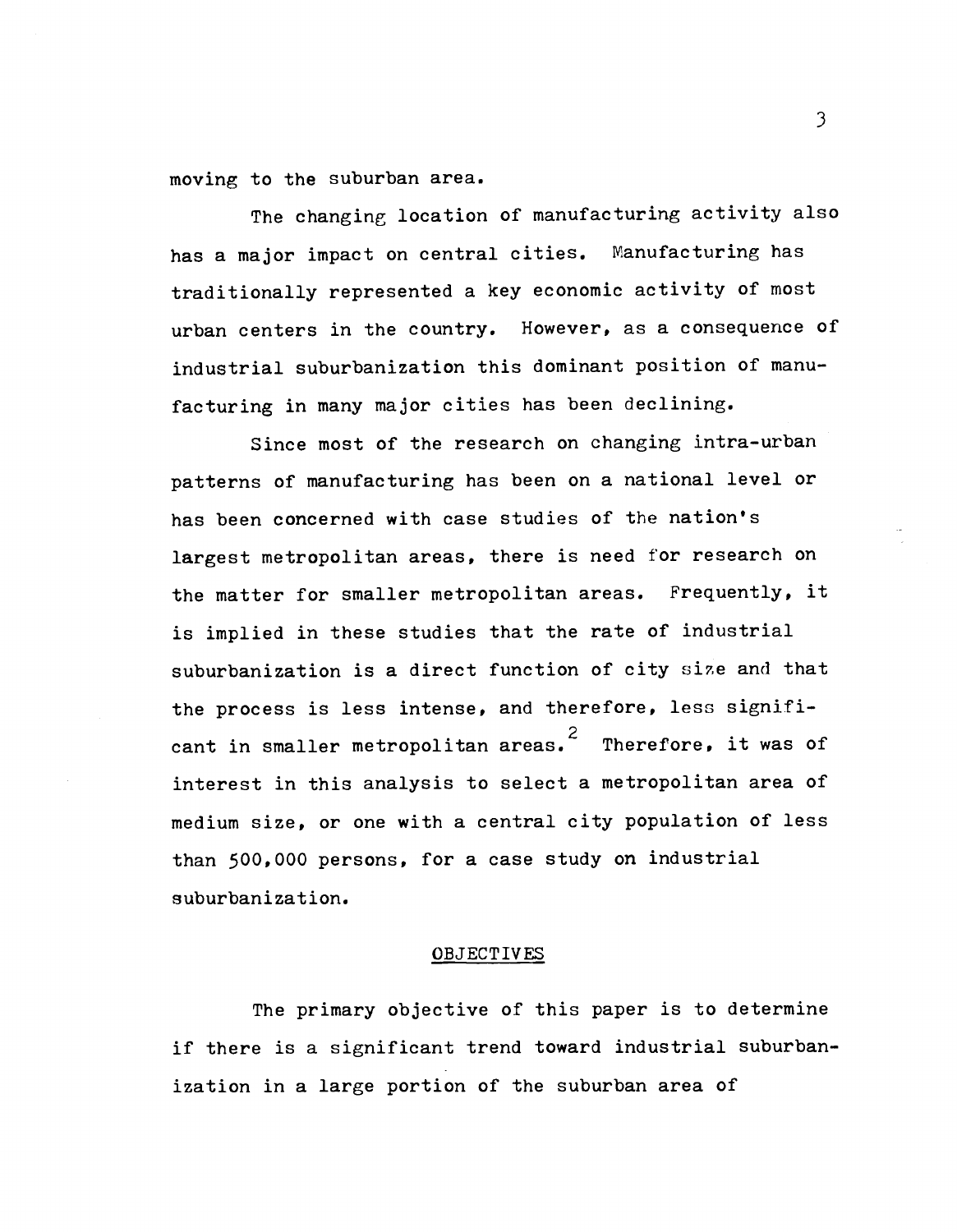moving to the suburban area.

The changing location of manufacturing activity also has a major impact on central cities. Manufacturing has traditionally represented a key economic activity of most urban centers in the country. However, as a consequence of industrial suburbanization this dominant position of manufacturing in many major cities has been declining.

Since most of the research on changing intra-urban patterns of manufacturing has been on a national level or has been concerned with case studies of the nation's largest metropolitan areas, there is need for research on the matter for smaller metropolitan areas. Frequently, it is implied in these studies that the rate of industrial suburbanization is a direct function of city size and that the process is less intense, and therefore, less significant in smaller metropolitan areas.[2] Therefore, it was of interest in this analysis to select a metropolitan area of medium size, or one with a central city population of less than 500,000 persons, for a case study on industrial suburbanization.

## OBJECTIVES

The primary objective of this paper is to determine if there is a significant trend toward industrial suburbanization in a large portion of the suburban area of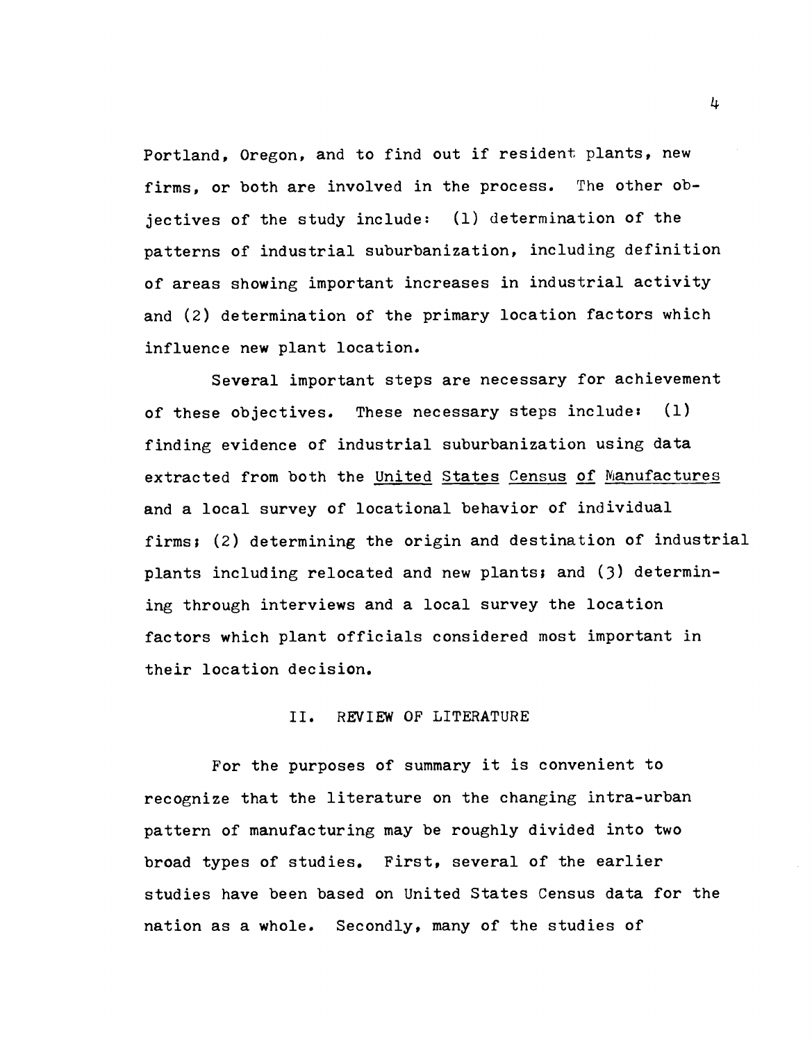Portland, Oregon, and to find out if resident plants, new firms, or both are involved in the process. The other objectives of the study include: (1) determination of the patterns of industrial suburbanization, including definition of areas showing important increases in industrial activity and (2) determination of the primary location factors which influence new plant location.

Several important steps are necessary for achievement of these objectives. These necessary steps include: (1) finding evidence of industrial suburbanization using data extracted from both the United States Census of Manufactures and a local survey of locational behavior of individual firms; (2) determining the origin and destination of industrial plants including relocated and new plants; and (3) determining through interviews and a local survey the location factors which plant officials considered most important in their location decision.

## II. REVIEW OF LITERATURE

For the purposes of summary it is convenient to recognize that the literature on the changing intra-urban pattern of manufacturing may be roughly divided into two broad types of studies. First, several of the earlier studies have been based on United States Census data for the nation as a whole. Secondly, many of the studies of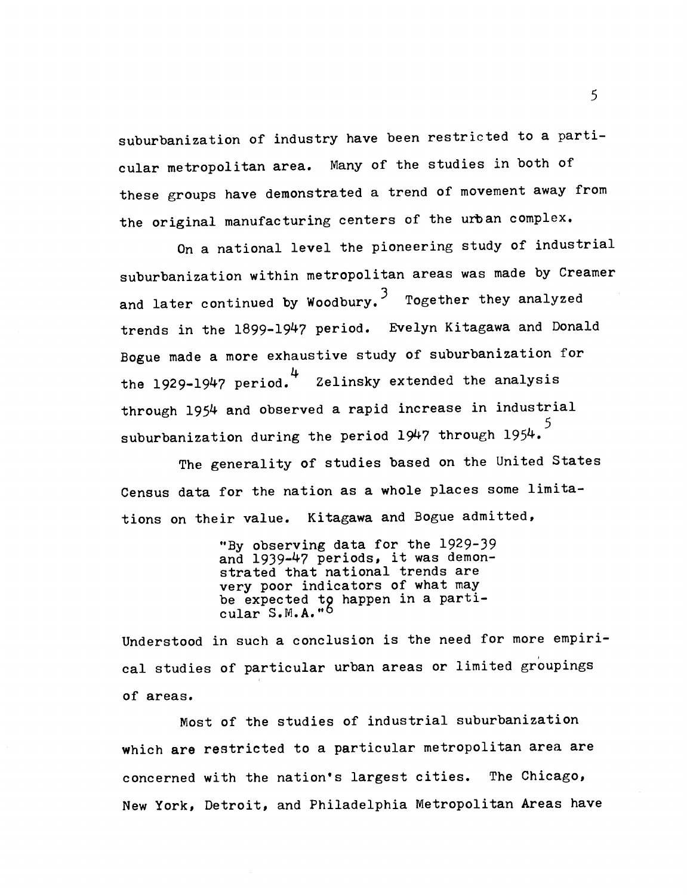suburbanization of industry have been restricted to a particular metropolitan area. Many of the studies in both of these groups have demonstrated a trend of movement away from the original manufacturing centers of the urban complex.

On a national level the pioneering study of industrial suburbanization within metropolitan areas was made by Creamer and later continued by Woodbury.[3] Together they analyzed trends in the 1899-1947 period. Evelyn Kitagawa and Donald Bogue made a more exhaustive study of suburbanization for the 1929-1947 period.[4] Zelinsky extended the analysis through 1954 and observed a rapid increase in industrial suburbanization during the period 1947 through 1954.[5]

The generality of studies based on the United States Census data for the nation as a whole places some limitations on their value. Kitagawa and Bogue admitted,

> "By observing data for the 1929-39 and 1939-47 periods, it was demonstrated that national trends are very poor indicators of what may be expected to happen in a particular S.M.A."[6]

Understood in such a conclusion is the need for more empirical studies of particular urban areas or limited groupings of areas.

Most of the studies of industrial suburbanization which are restricted to a particular metropolitan area are concerned with the nation's largest cities. The Chicago, New York, Detroit, and Philadelphia Metropolitan Areas have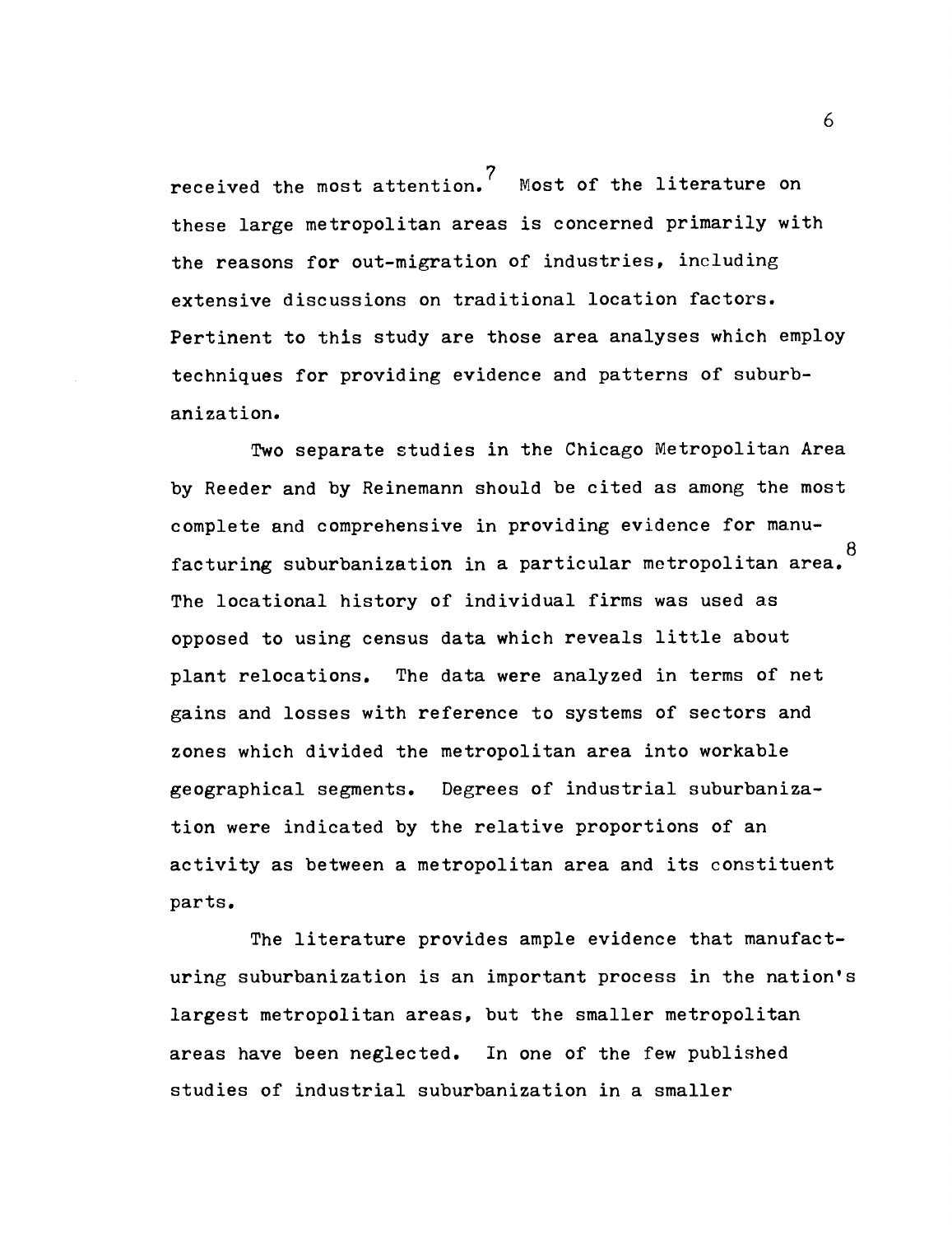received the most attention.[7] Most of the literature on these large metropolitan areas is concerned primarily with the reasons for out-migration of industries, including extensive discussions on traditional location factors. Pertinent to this study are those area analyses which employ techniques for providing evidence and patterns of suburbanization.

Two separate studies in the Chicago Metropolitan Area by Reeder and by Reinemann should be cited as among the most complete and comprehensive in providing evidence for manufacturing suburbanization in a particular metropolitan area.[8] The locational history of individual firms was used as opposed to using census data which reveals little about plant relocations. The data were analyzed in terms of net gains and losses with reference to systems of sectors and zones which divided the metropolitan area into workable geographical segments. Degrees of industrial suburbanization were indicated by the relative proportions of an activity as between a metropolitan area and its constituent parts.

The literature provides ample evidence that manufacturing suburbanization is an important process in the nation's largest metropolitan areas, but the smaller metropolitan areas have been neglected. In one of the few published studies of industrial suburbanization in a smaller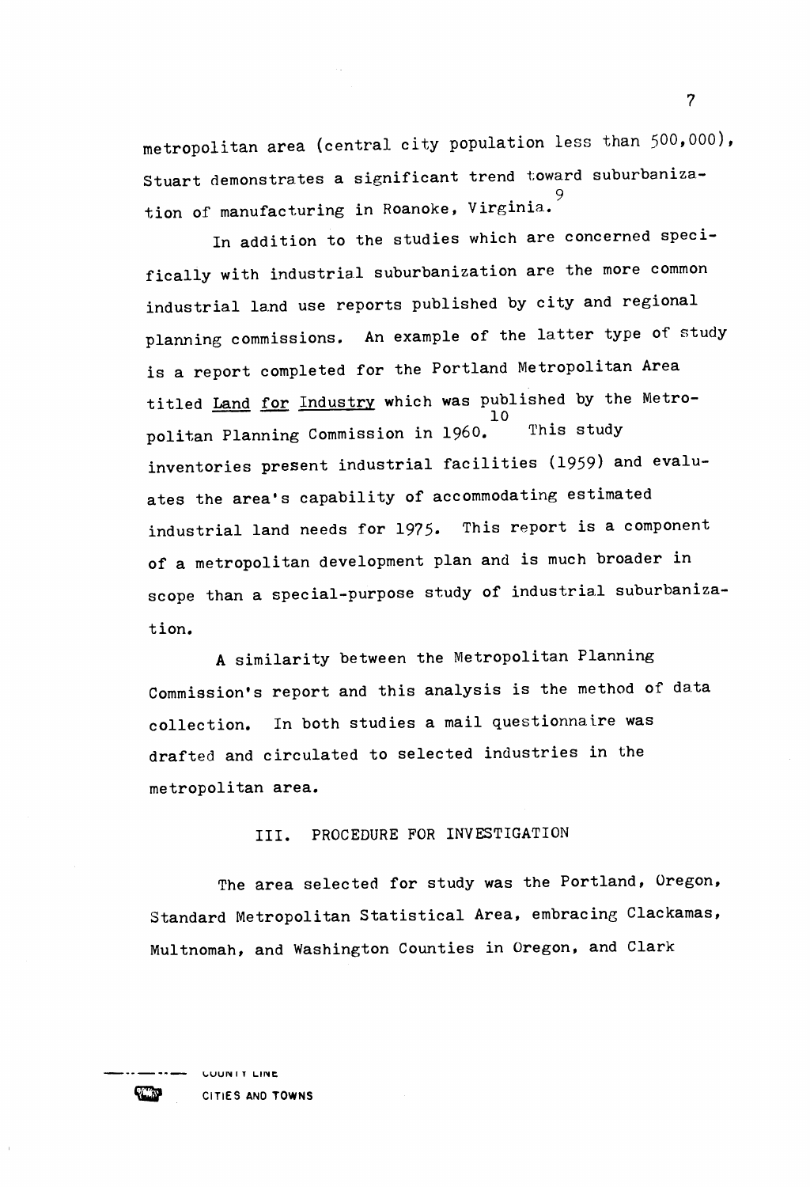metropolitan area (central city population less than 500,000), Stuart demonstrates a significant trend toward suburbanization of manufacturing in Roanoke, Virginia.[9]

In addition to the studies which are concerned specifically with industrial suburbanization are the more common industrial land use reports published by city and regional planning commissions. An example of the latter type of study is a report completed for the Portland Metropolitan Area titled <u>Land for Industry</u> which was published by the Metropolitan Planning Commission in 1960.[10] This study inventories present industrial facilities (1959) and evaluates the area's capability of accommodating estimated industrial land needs for 1975. This report is a component of a metropolitan development plan and is much broader in scope than a special-purpose study of industrial suburbanization.

A similarity between the Metropolitan Planning Commission's report and this analysis is the method of data collection. In both studies a mail questionnaire was drafted and circulated to selected industries in the metropolitan area.

## III. PROCEDURE FOR INVESTIGATION

The area selected for study was the Portland, Oregon, Standard Metropolitan Statistical Area, embracing Clackamas, Multnomah, and Washington Counties in Oregon, and Clark

COUNTY LINE

CITIES AND TOWNS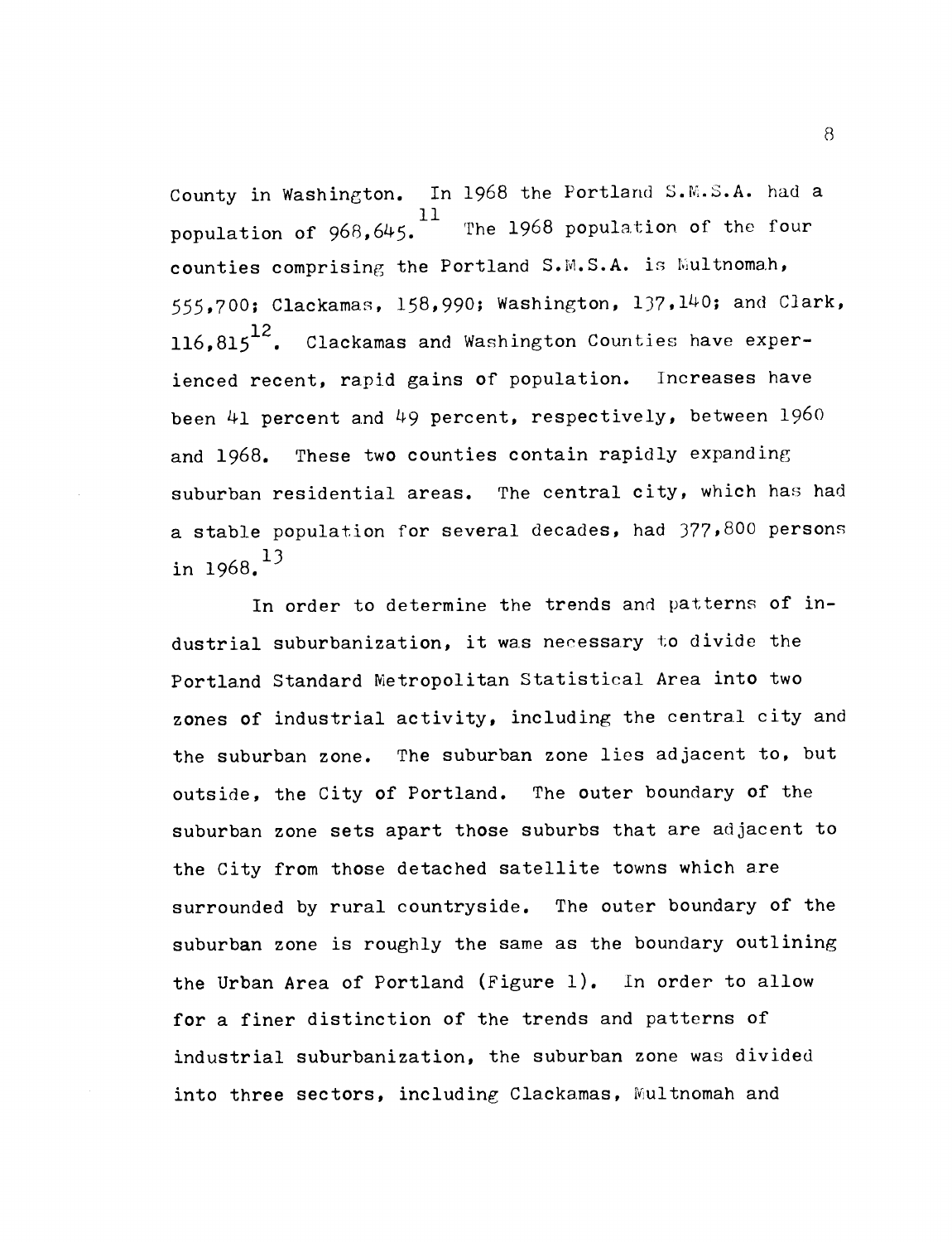County in Washington. In 1968 the Portland S.M.S.A. had a population of 968,645.[11] The 1968 population of the four counties comprising the Portland S.M.S.A. is Multnomah, 555,700; Clackamas, 158,990; Washington, 137,140; and Clark, 116,815[12]. Clackamas and Washington Counties have experienced recent, rapid gains of population. Increases have been 41 percent and 49 percent, respectively, between 1960 and 1968. These two counties contain rapidly expanding suburban residential areas. The central city, which has had a stable population for several decades, had 377,800 persons in 1968.[13]

In order to determine the trends and patterns of industrial suburbanization, it was necessary to divide the Portland Standard Metropolitan Statistical Area into two zones of industrial activity, including the central city and the suburban zone. The suburban zone lies adjacent to, but outside, the City of Portland. The outer boundary of the suburban zone sets apart those suburbs that are adjacent to the City from those detached satellite towns which are surrounded by rural countryside. The outer boundary of the suburban zone is roughly the same as the boundary outlining the Urban Area of Portland (Figure 1). In order to allow for a finer distinction of the trends and patterns of industrial suburbanization, the suburban zone was divided into three sectors, including Clackamas, Multnomah and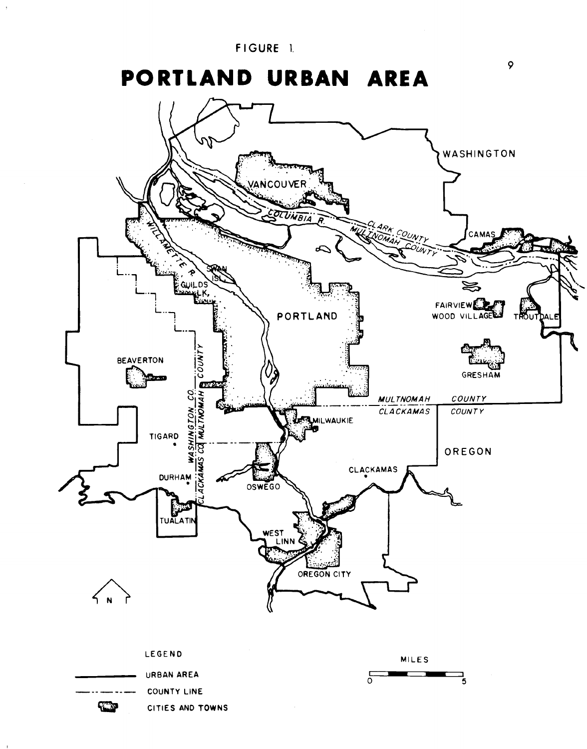FIGURE 1.

# PORTLAND URBAN AREA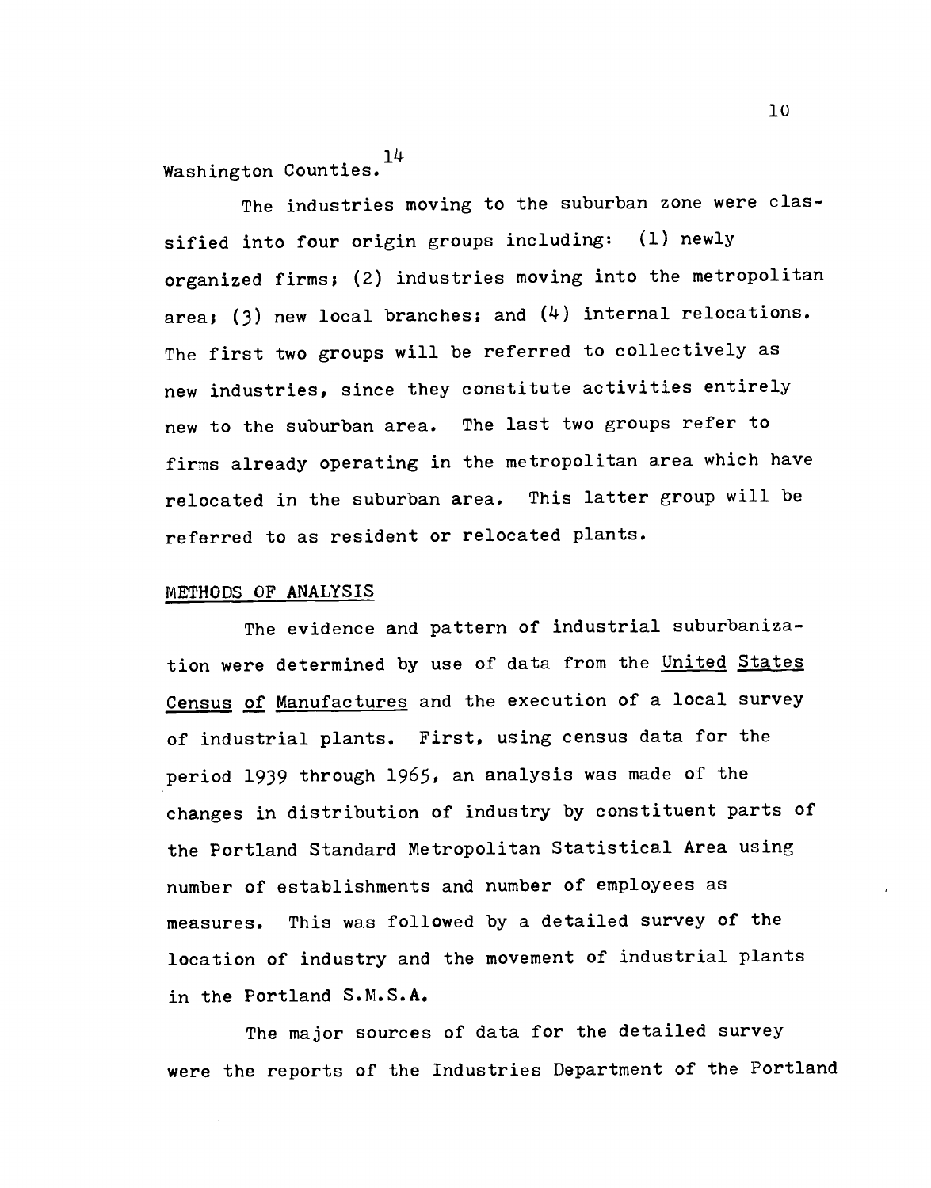Washington Counties.[14]

The industries moving to the suburban zone were classified into four origin groups including: (1) newly organized firms; (2) industries moving into the metropolitan area; (3) new local branches; and (4) internal relocations. The first two groups will be referred to collectively as new industries, since they constitute activities entirely new to the suburban area. The last two groups refer to firms already operating in the metropolitan area which have relocated in the suburban area. This latter group will be referred to as resident or relocated plants.

## METHODS OF ANALYSIS

The evidence and pattern of industrial suburbanization were determined by use of data from the *United States Census of Manufactures* and the execution of a local survey of industrial plants. First, using census data for the period 1939 through 1965, an analysis was made of the changes in distribution of industry by constituent parts of the Portland Standard Metropolitan Statistical Area using number of establishments and number of employees as measures. This was followed by a detailed survey of the location of industry and the movement of industrial plants in the Portland S.M.S.A.

The major sources of data for the detailed survey were the reports of the Industries Department of the Portland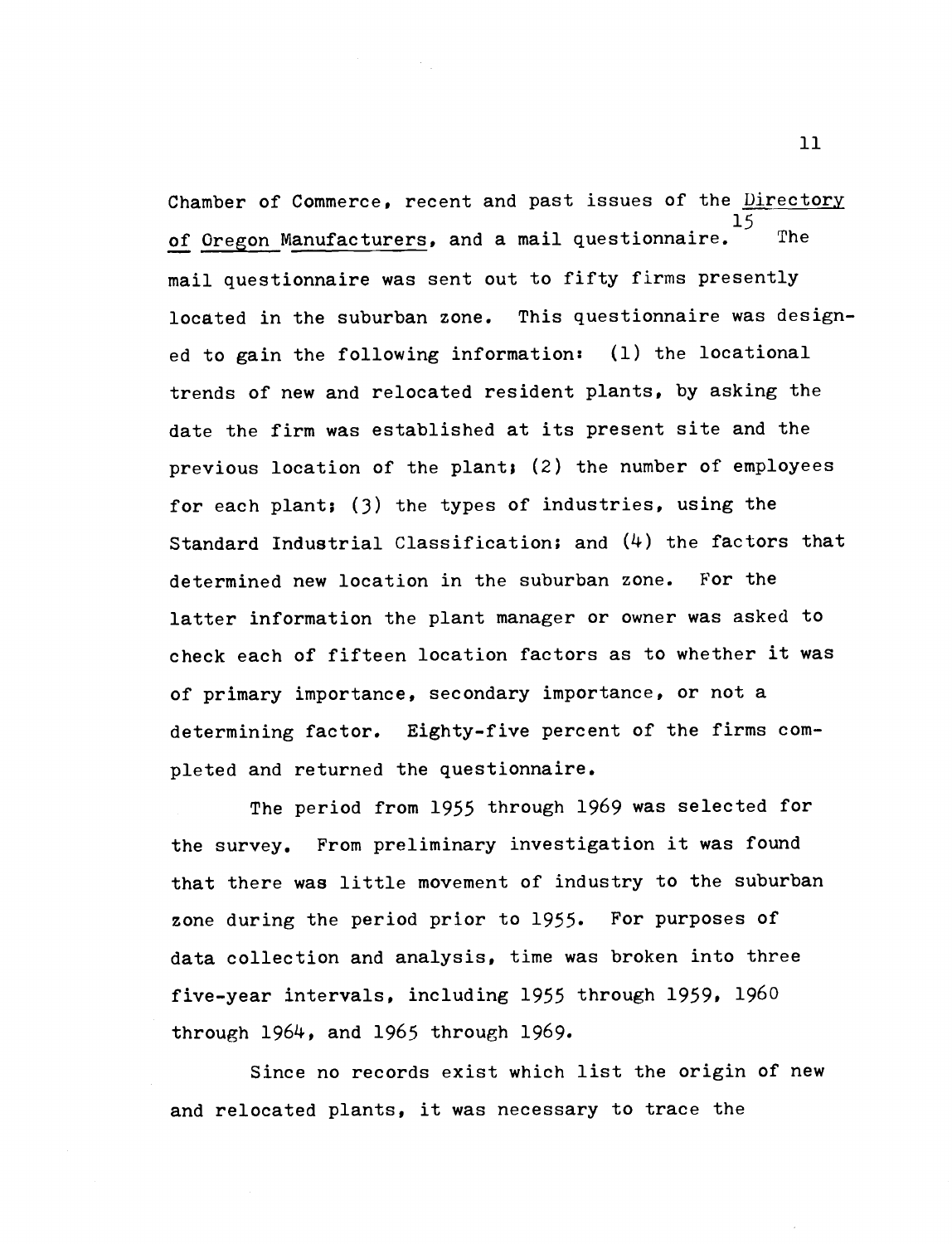Chamber of Commerce, recent and past issues of the _Directory of Oregon Manufacturers_, and a mail questionnaire.[15] The mail questionnaire was sent out to fifty firms presently located in the suburban zone. This questionnaire was designed to gain the following information: (1) the locational trends of new and relocated resident plants, by asking the date the firm was established at its present site and the previous location of the plant; (2) the number of employees for each plant; (3) the types of industries, using the Standard Industrial Classification; and (4) the factors that determined new location in the suburban zone. For the latter information the plant manager or owner was asked to check each of fifteen location factors as to whether it was of primary importance, secondary importance, or not a determining factor. Eighty-five percent of the firms completed and returned the questionnaire.

The period from 1955 through 1969 was selected for the survey. From preliminary investigation it was found that there was little movement of industry to the suburban zone during the period prior to 1955. For purposes of data collection and analysis, time was broken into three five-year intervals, including 1955 through 1959, 1960 through 1964, and 1965 through 1969.

Since no records exist which list the origin of new and relocated plants, it was necessary to trace the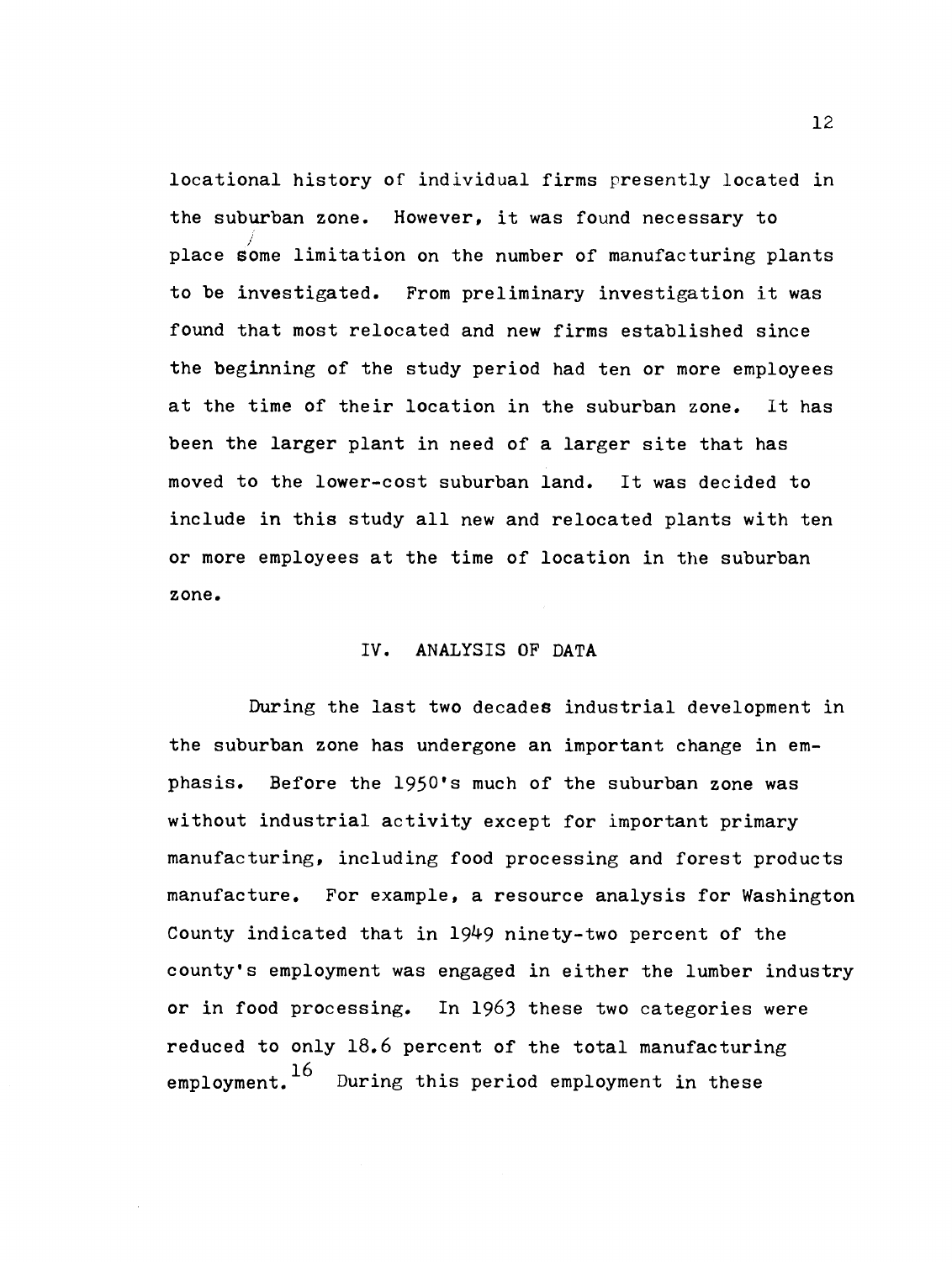locational history of individual firms presently located in the suburban zone. However, it was found necessary to place some limitation on the number of manufacturing plants to be investigated. From preliminary investigation it was found that most relocated and new firms established since the beginning of the study period had ten or more employees at the time of their location in the suburban zone. It has been the larger plant in need of a larger site that has moved to the lower-cost suburban land. It was decided to include in this study all new and relocated plants with ten or more employees at the time of location in the suburban zone.

## IV. ANALYSIS OF DATA

During the last two decades industrial development in the suburban zone has undergone an important change in emphasis. Before the 1950's much of the suburban zone was without industrial activity except for important primary manufacturing, including food processing and forest products manufacture. For example, a resource analysis for Washington County indicated that in 1949 ninety-two percent of the county's employment was engaged in either the lumber industry or in food processing. In 1963 these two categories were reduced to only 18.6 percent of the total manufacturing employment.[16] During this period employment in these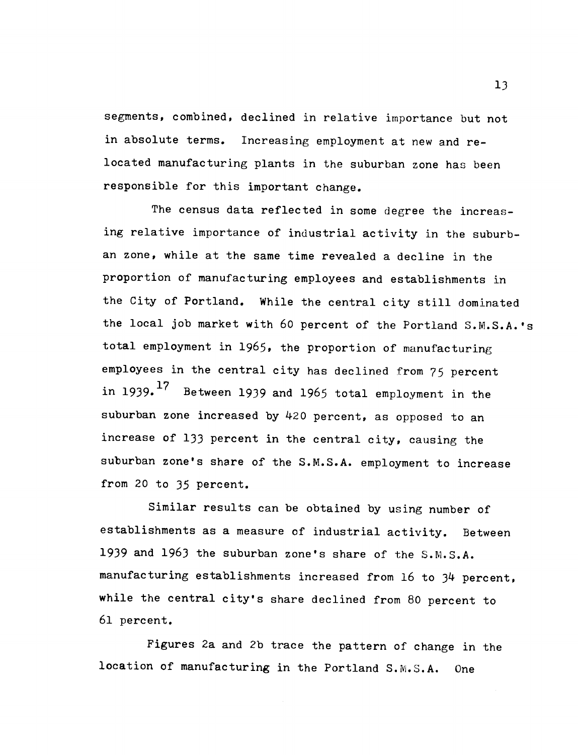segments, combined, declined in relative importance but not in absolute terms. Increasing employment at new and relocated manufacturing plants in the suburban zone has been responsible for this important change.

The census data reflected in some degree the increasing relative importance of industrial activity in the suburban zone, while at the same time revealed a decline in the proportion of manufacturing employees and establishments in the City of Portland. While the central city still dominated the local job market with 60 percent of the Portland S.M.S.A.'s total employment in 1965, the proportion of manufacturing employees in the central city has declined from 75 percent in 1939.[17] Between 1939 and 1965 total employment in the suburban zone increased by 420 percent, as opposed to an increase of 133 percent in the central city, causing the suburban zone's share of the S.M.S.A. employment to increase from 20 to 35 percent.

Similar results can be obtained by using number of establishments as a measure of industrial activity. Between 1939 and 1963 the suburban zone's share of the S.M.S.A. manufacturing establishments increased from 16 to 34 percent, while the central city's share declined from 80 percent to 61 percent.

Figures 2a and 2b trace the pattern of change in the location of manufacturing in the Portland S.M.S.A. One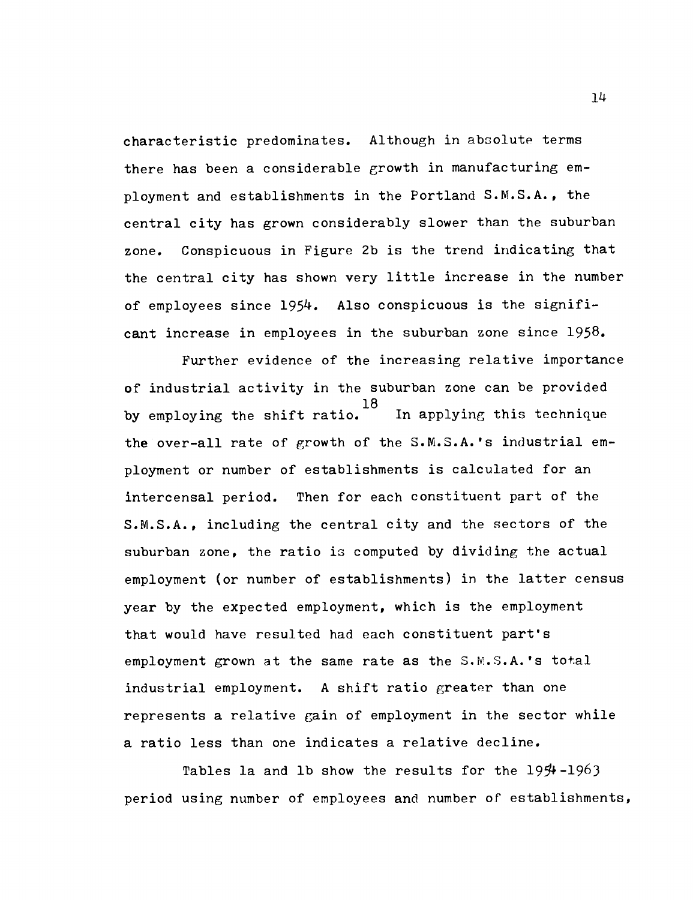characteristic predominates. Although in absolute terms there has been a considerable growth in manufacturing employment and establishments in the Portland S.M.S.A., the central city has grown considerably slower than the suburban zone. Conspicuous in Figure 2b is the trend indicating that the central city has shown very little increase in the number of employees since 1954. Also conspicuous is the significant increase in employees in the suburban zone since 1958.

Further evidence of the increasing relative importance of industrial activity in the suburban zone can be provided by employing the shift ratio.[18] In applying this technique the over-all rate of growth of the S.M.S.A.'s industrial employment or number of establishments is calculated for an intercensal period. Then for each constituent part of the S.M.S.A., including the central city and the sectors of the suburban zone, the ratio is computed by dividing the actual employment (or number of establishments) in the latter census year by the expected employment, which is the employment that would have resulted had each constituent part's employment grown at the same rate as the S.M.S.A.'s total industrial employment. A shift ratio greater than one represents a relative gain of employment in the sector while a ratio less than one indicates a relative decline.

Tables 1a and 1b show the results for the 1954-1963 period using number of employees and number of establishments,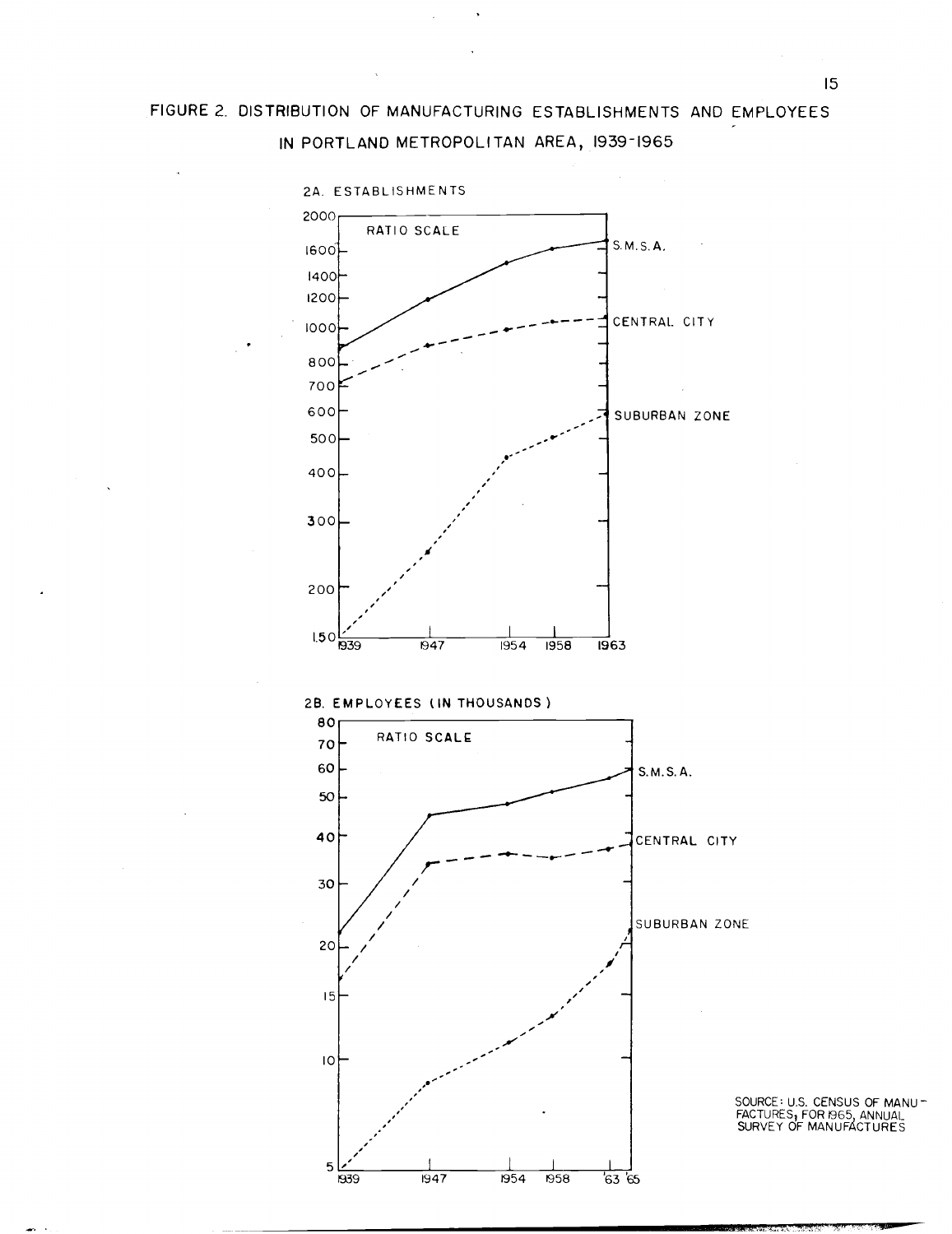FIGURE 2. DISTRIBUTION OF MANUFACTURING ESTABLISHMENTS AND EMPLOYEES IN PORTLAND METROPOLITAN AREA, 1939-1965

2A. ESTABLISHMENTS

RATIO SCALE

S.M.S.A.

CENTRAL CITY

SUBURBAN ZONE

2B. EMPLOYEES (IN THOUSANDS)

RATIO SCALE

S.M.S.A.

CENTRAL CITY

SUBURBAN ZONE

SOURCE: U.S. CENSUS OF MANUFACTURES; FOR 1965, ANNUAL SURVEY OF MANUFACTURES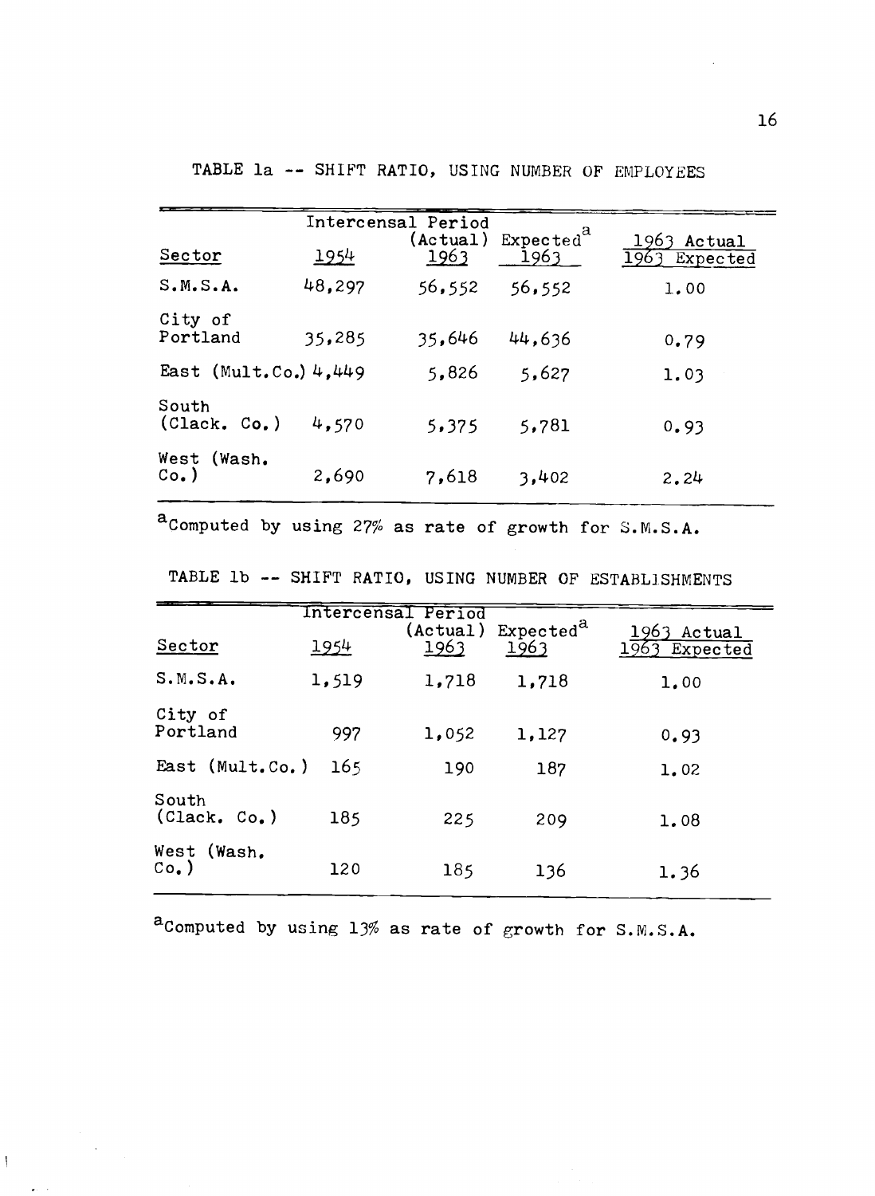TABLE 1a -- SHIFT RATIO, USING NUMBER OF EMPLOYEES

| Sector | Intercensal Period 1954 | (Actual) 1963 | Expected[a] 1963 | 1963 Actual / 1963 Expected |
|---|---|---|---|---|
| S.M.S.A. | 48,297 | 56,552 | 56,552 | 1.00 |
| City of Portland | 35,285 | 35,646 | 44,636 | 0.79 |
| East (Mult.Co.) | 4,449 | 5,826 | 5,627 | 1.03 |
| South (Clack. Co.) | 4,570 | 5,375 | 5,781 | 0.93 |
| West (Wash. Co.) | 2,690 | 7,618 | 3,402 | 2.24 |

[a]Computed by using 27% as rate of growth for S.M.S.A.

TABLE 1b -- SHIFT RATIO, USING NUMBER OF ESTABLISHMENTS

| Sector | Intercensal Period 1954 | (Actual) 1963 | Expected[a] 1963 | 1963 Actual / 1963 Expected |
|---|---|---|---|---|
| S.M.S.A. | 1,519 | 1,718 | 1,718 | 1.00 |
| City of Portland | 997 | 1,052 | 1,127 | 0.93 |
| East (Mult.Co.) | 165 | 190 | 187 | 1.02 |
| South (Clack. Co.) | 185 | 225 | 209 | 1.08 |
| West (Wash. Co.) | 120 | 185 | 136 | 1.36 |

[a]Computed by using 13% as rate of growth for S.M.S.A.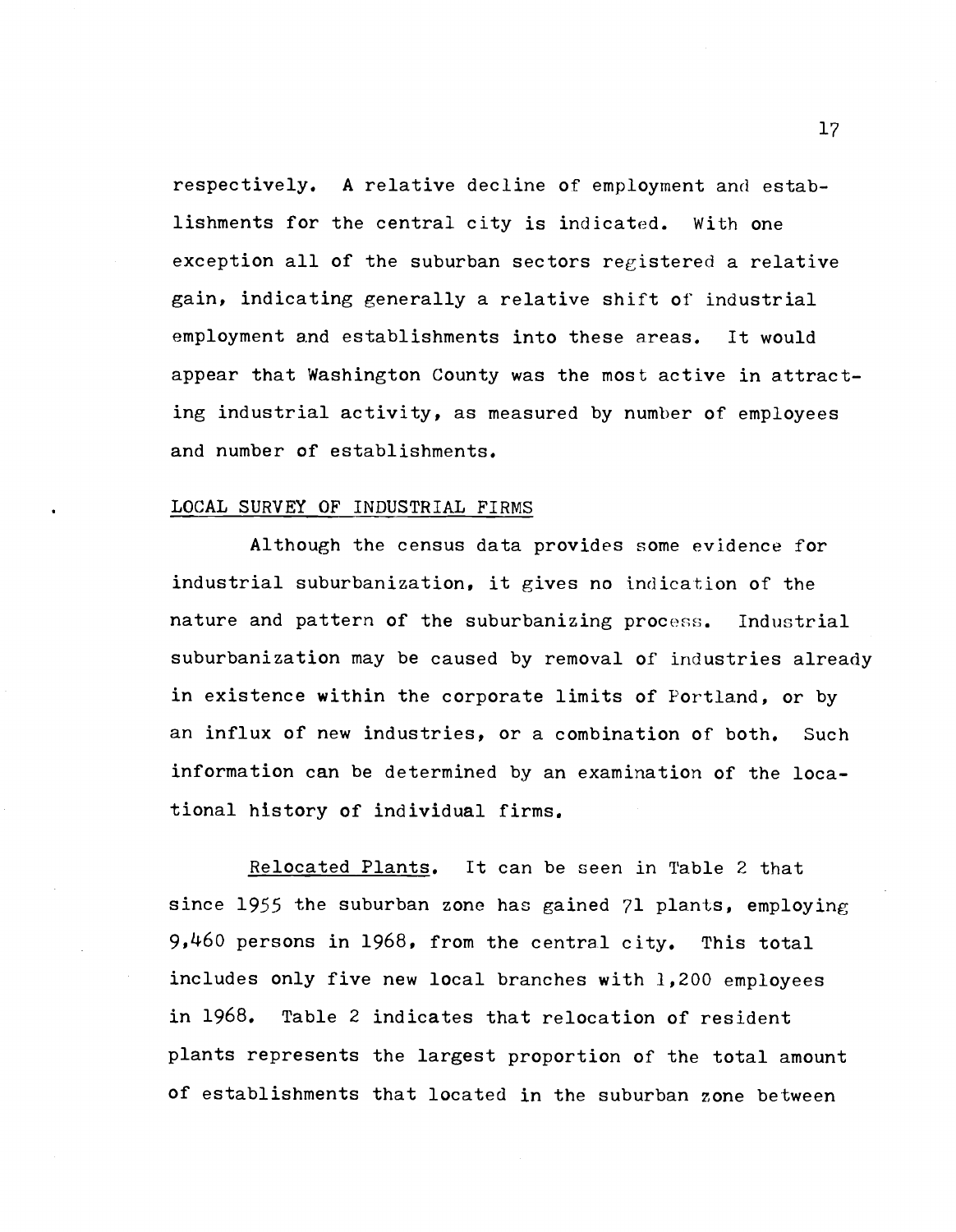respectively. A relative decline of employment and establishments for the central city is indicated. With one exception all of the suburban sectors registered a relative gain, indicating generally a relative shift of industrial employment and establishments into these areas. It would appear that Washington County was the most active in attracting industrial activity, as measured by number of employees and number of establishments.

## LOCAL SURVEY OF INDUSTRIAL FIRMS

Although the census data provides some evidence for industrial suburbanization, it gives no indication of the nature and pattern of the suburbanizing process. Industrial suburbanization may be caused by removal of industries already in existence within the corporate limits of Portland, or by an influx of new industries, or a combination of both. Such information can be determined by an examination of the locational history of individual firms.

Relocated Plants. It can be seen in Table 2 that since 1955 the suburban zone has gained 71 plants, employing 9,460 persons in 1968, from the central city. This total includes only five new local branches with 1,200 employees in 1968. Table 2 indicates that relocation of resident plants represents the largest proportion of the total amount of establishments that located in the suburban zone between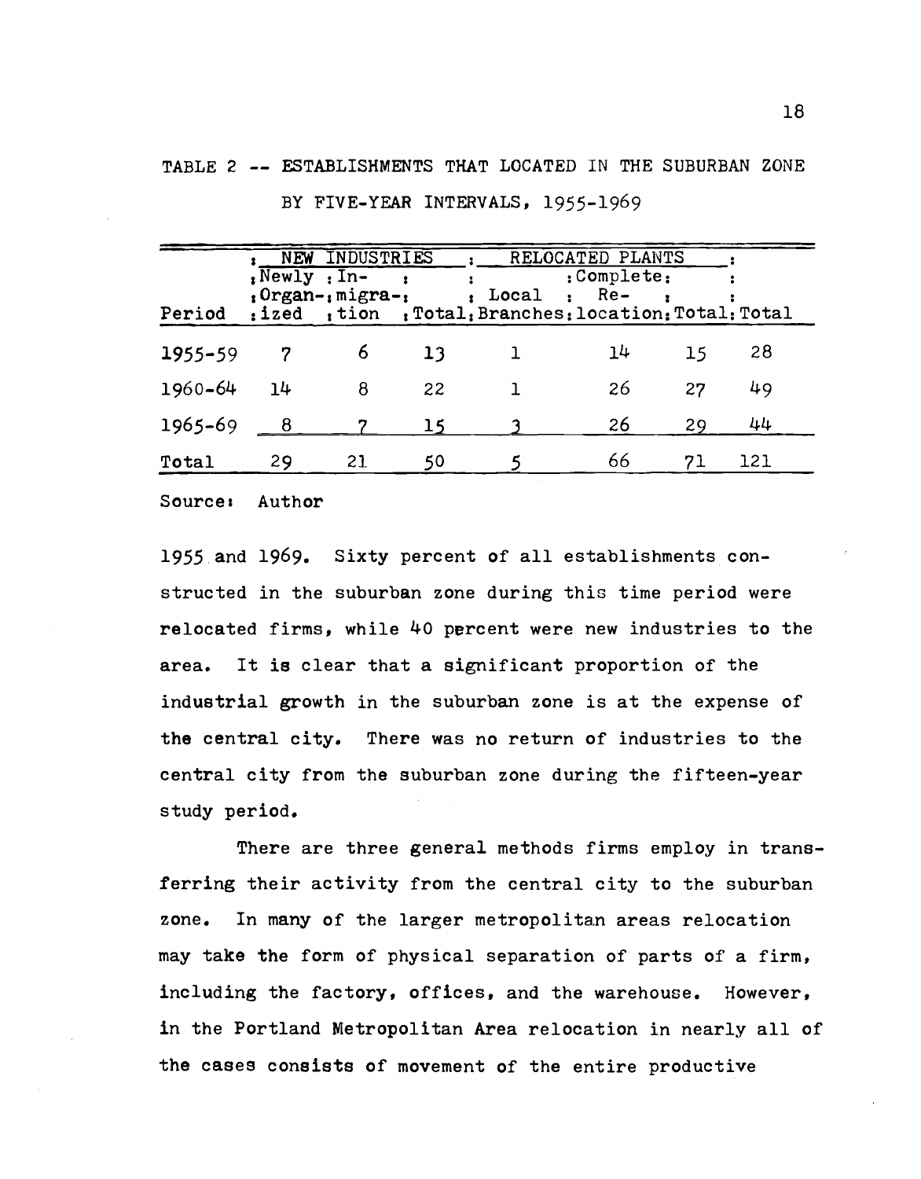TABLE 2 -- ESTABLISHMENTS THAT LOCATED IN THE SUBURBAN ZONE BY FIVE-YEAR INTERVALS, 1955-1969

| | NEW INDUSTRIES | | | RELOCATED PLANTS | | | |
|---|---|---|---|---|---|---|---|
| Period | Newly Organized | In-migration | Total | Local Branches | Complete Relocation | Total | Total |
| 1955-59 | 7 | 6 | 13 | 1 | 14 | 15 | 28 |
| 1960-64 | 14 | 8 | 22 | 1 | 26 | 27 | 49 |
| 1965-69 | 8 | 7 | 15 | 3 | 26 | 29 | 44 |
| Total | 29 | 21 | 50 | 5 | 66 | 71 | 121 |

Source: Author

1955 and 1969. Sixty percent of all establishments constructed in the suburban zone during this time period were relocated firms, while 40 percent were new industries to the area. It is clear that a significant proportion of the industrial growth in the suburban zone is at the expense of the central city. There was no return of industries to the central city from the suburban zone during the fifteen-year study period.

There are three general methods firms employ in transferring their activity from the central city to the suburban zone. In many of the larger metropolitan areas relocation may take the form of physical separation of parts of a firm, including the factory, offices, and the warehouse. However, in the Portland Metropolitan Area relocation in nearly all of the cases consists of movement of the entire productive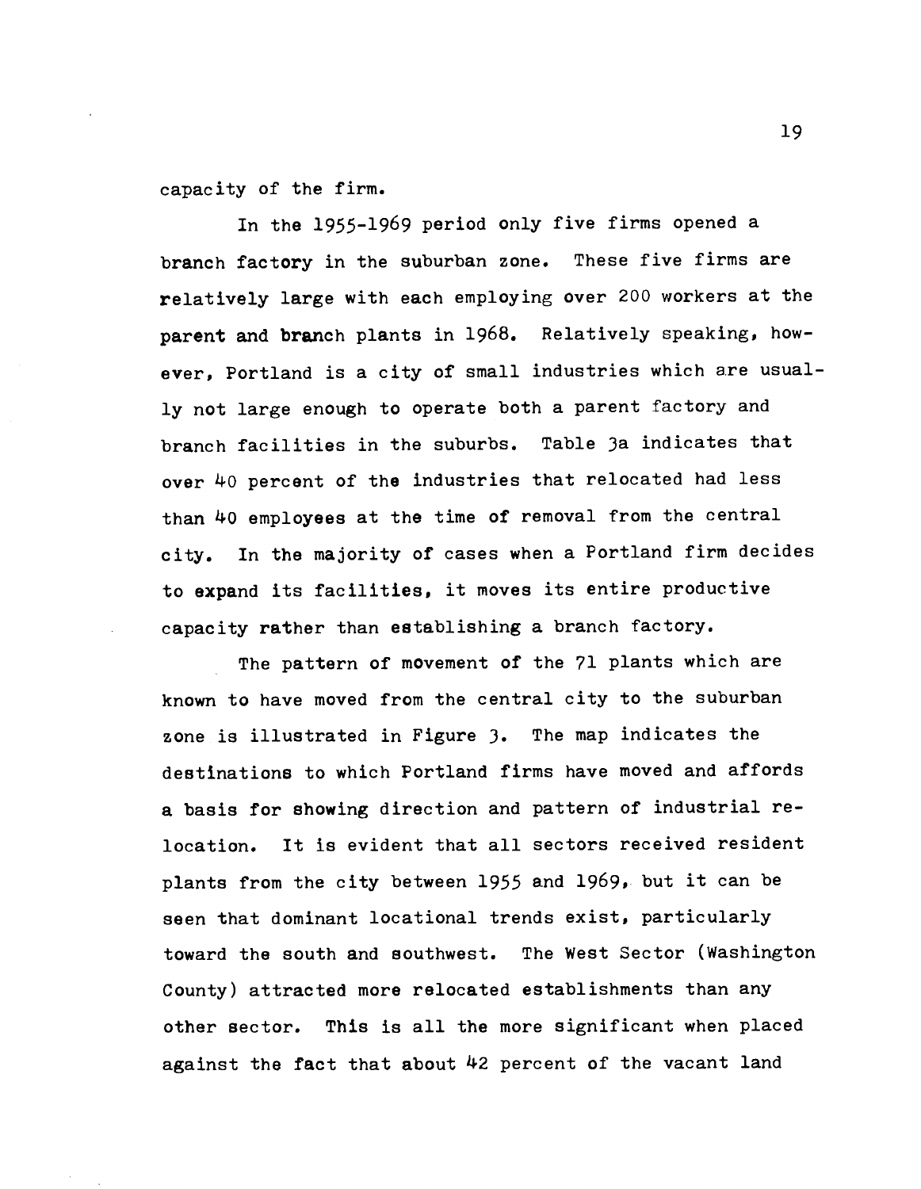capacity of the firm.

In the 1955-1969 period only five firms opened a branch factory in the suburban zone. These five firms are relatively large with each employing over 200 workers at the parent and branch plants in 1968. Relatively speaking, however, Portland is a city of small industries which are usually not large enough to operate both a parent factory and branch facilities in the suburbs. Table 3a indicates that over 40 percent of the industries that relocated had less than 40 employees at the time of removal from the central city. In the majority of cases when a Portland firm decides to expand its facilities, it moves its entire productive capacity rather than establishing a branch factory.

The pattern of movement of the 71 plants which are known to have moved from the central city to the suburban zone is illustrated in Figure 3. The map indicates the destinations to which Portland firms have moved and affords a basis for showing direction and pattern of industrial relocation. It is evident that all sectors received resident plants from the city between 1955 and 1969, but it can be seen that dominant locational trends exist, particularly toward the south and southwest. The West Sector (Washington County) attracted more relocated establishments than any other sector. This is all the more significant when placed against the fact that about 42 percent of the vacant land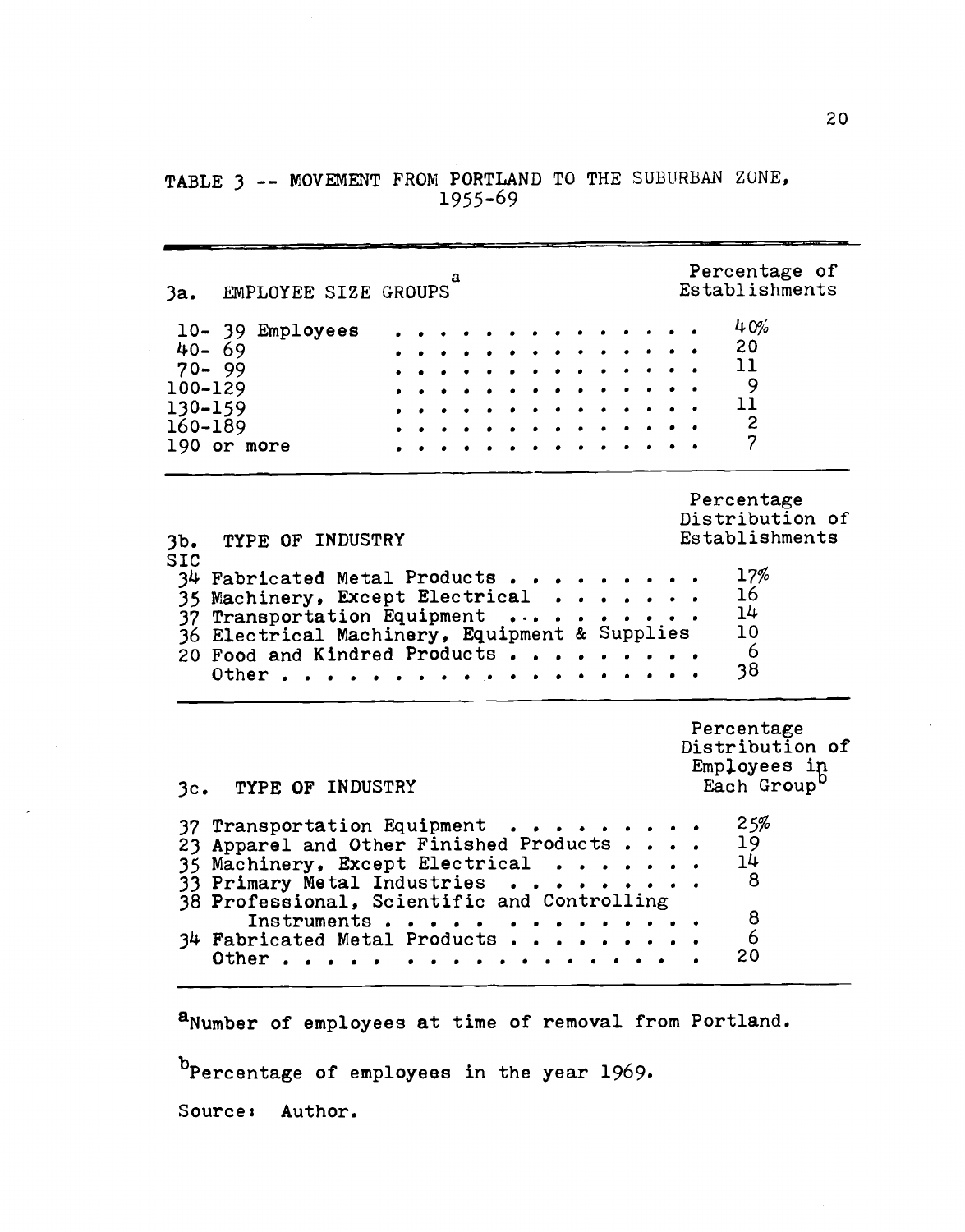TABLE 3 -- MOVEMENT FROM PORTLAND TO THE SUBURBAN ZONE, 1955-69

| 3a. EMPLOYEE SIZE GROUPS[a] | Percentage of Establishments |
|---|---|
| 10- 39 Employees | 40% |
| 40- 69 | 20 |
| 70- 99 | 11 |
| 100-129 | 9 |
| 130-159 | 11 |
| 160-189 | 2 |
| 190 or more | 7 |

| 3b. TYPE OF INDUSTRY<br>SIC | Percentage Distribution of Establishments |
|---|---|
| 34 Fabricated Metal Products | 17% |
| 35 Machinery, Except Electrical | 16 |
| 37 Transportation Equipment | 14 |
| 36 Electrical Machinery, Equipment & Supplies | 10 |
| 20 Food and Kindred Products | 6 |
| Other | 38 |

| 3c. TYPE OF INDUSTRY | Percentage Distribution of Employees in Each Group[b] |
|---|---|
| 37 Transportation Equipment | 25% |
| 23 Apparel and Other Finished Products | 19 |
| 35 Machinery, Except Electrical | 14 |
| 33 Primary Metal Industries | 8 |
| 38 Professional, Scientific and Controlling Instruments | 8 |
| 34 Fabricated Metal Products | 6 |
| Other | 20 |

[a]Number of employees at time of removal from Portland.

[b]Percentage of employees in the year 1969.

Source: Author.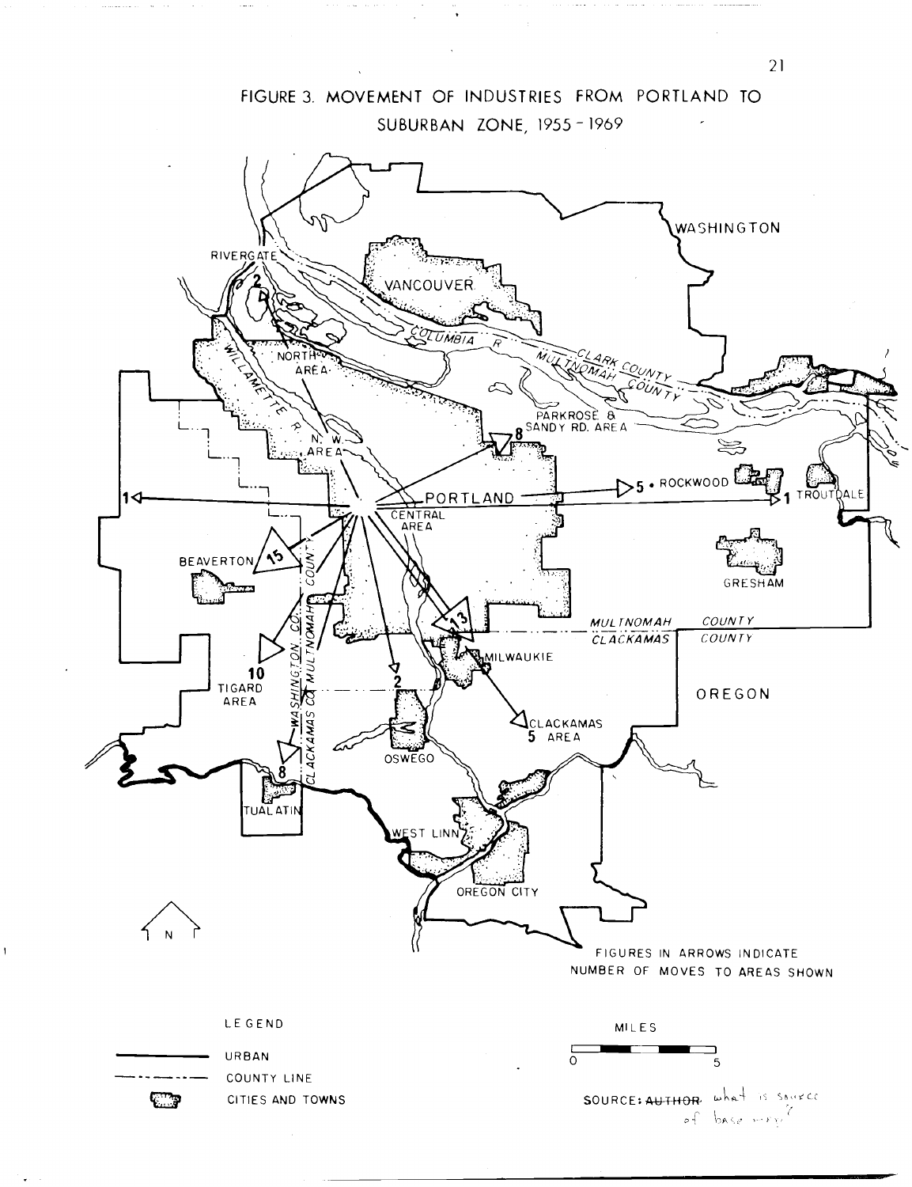FIGURE 3. MOVEMENT OF INDUSTRIES FROM PORTLAND TO SUBURBAN ZONE, 1955 - 1969

FIGURES IN ARROWS INDICATE NUMBER OF MOVES TO AREAS SHOWN

LEGEND

- URBAN
- COUNTY LINE
- CITIES AND TOWNS

MILES

0 5

SOURCE: ~~AUTHOR~~ what is source of base map?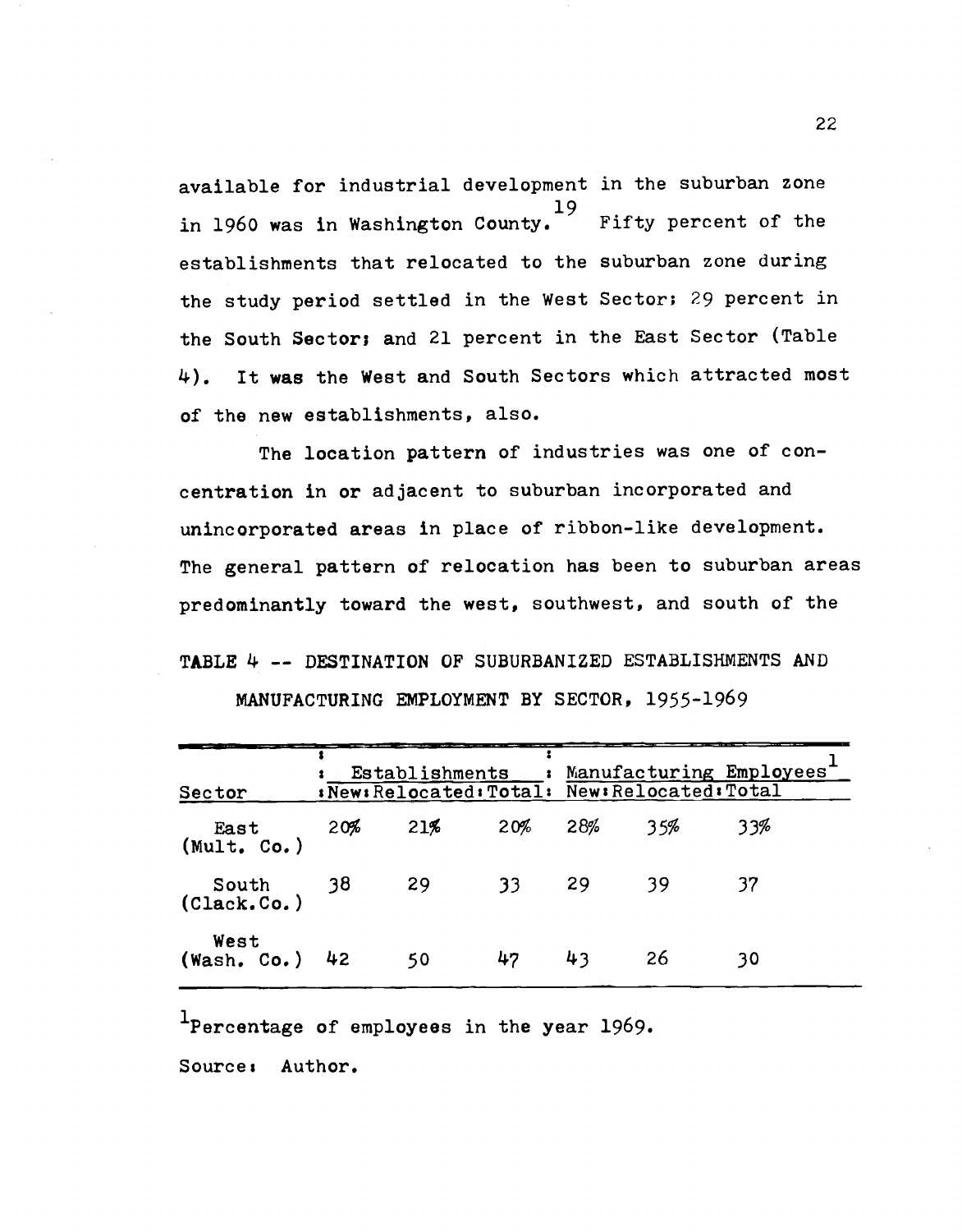available for industrial development in the suburban zone in 1960 was in Washington County.[19] Fifty percent of the establishments that relocated to the suburban zone during the study period settled in the West Sector; 29 percent in the South Sector; and 21 percent in the East Sector (Table 4). It was the West and South Sectors which attracted most of the new establishments, also.

The location pattern of industries was one of concentration in or adjacent to suburban incorporated and unincorporated areas in place of ribbon-like development. The general pattern of relocation has been to suburban areas predominantly toward the west, southwest, and south of the

TABLE 4 -- DESTINATION OF SUBURBANIZED ESTABLISHMENTS AND MANUFACTURING EMPLOYMENT BY SECTOR, 1955-1969

| Sector | Establishments | | | Manufacturing Employees[1] | | |
|---|---|---|---|---|---|---|
| | New | Relocated | Total | New | Relocated | Total |
| East (Mult. Co.) | 20% | 21% | 20% | 28% | 35% | 33% |
| South (Clack.Co.) | 38 | 29 | 33 | 29 | 39 | 37 |
| West (Wash. Co.) | 42 | 50 | 47 | 43 | 26 | 30 |

[1]Percentage of employees in the year 1969.

Source: Author.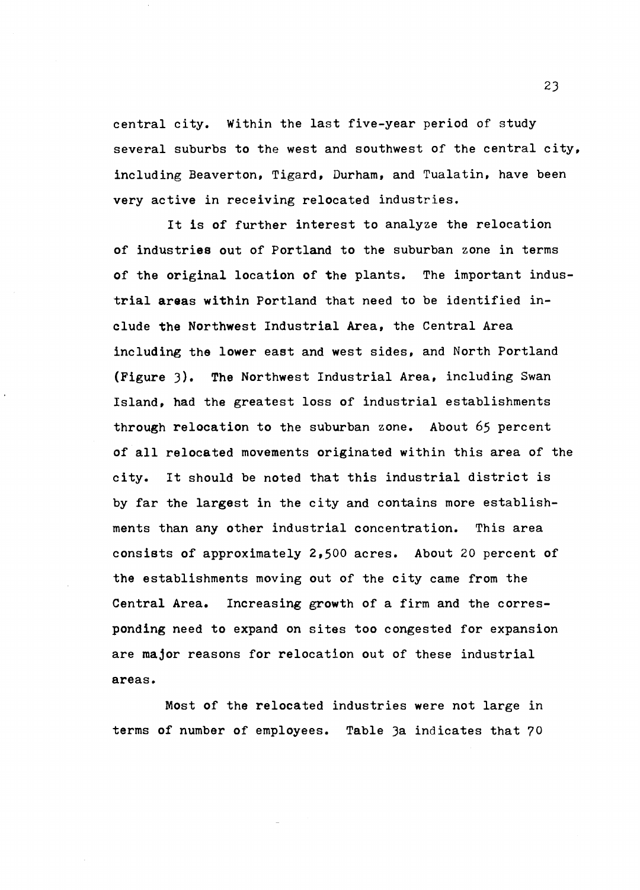central city. Within the last five-year period of study several suburbs to the west and southwest of the central city, including Beaverton, Tigard, Durham, and Tualatin, have been very active in receiving relocated industries.

It is of further interest to analyze the relocation of industries out of Portland to the suburban zone in terms of the original location of the plants. The important industrial areas within Portland that need to be identified include the Northwest Industrial Area, the Central Area including the lower east and west sides, and North Portland (Figure 3). The Northwest Industrial Area, including Swan Island, had the greatest loss of industrial establishments through relocation to the suburban zone. About 65 percent of all relocated movements originated within this area of the city. It should be noted that this industrial district is by far the largest in the city and contains more establishments than any other industrial concentration. This area consists of approximately 2,500 acres. About 20 percent of the establishments moving out of the city came from the Central Area. Increasing growth of a firm and the corresponding need to expand on sites too congested for expansion are major reasons for relocation out of these industrial areas.

Most of the relocated industries were not large in terms of number of employees. Table 3a indicates that 70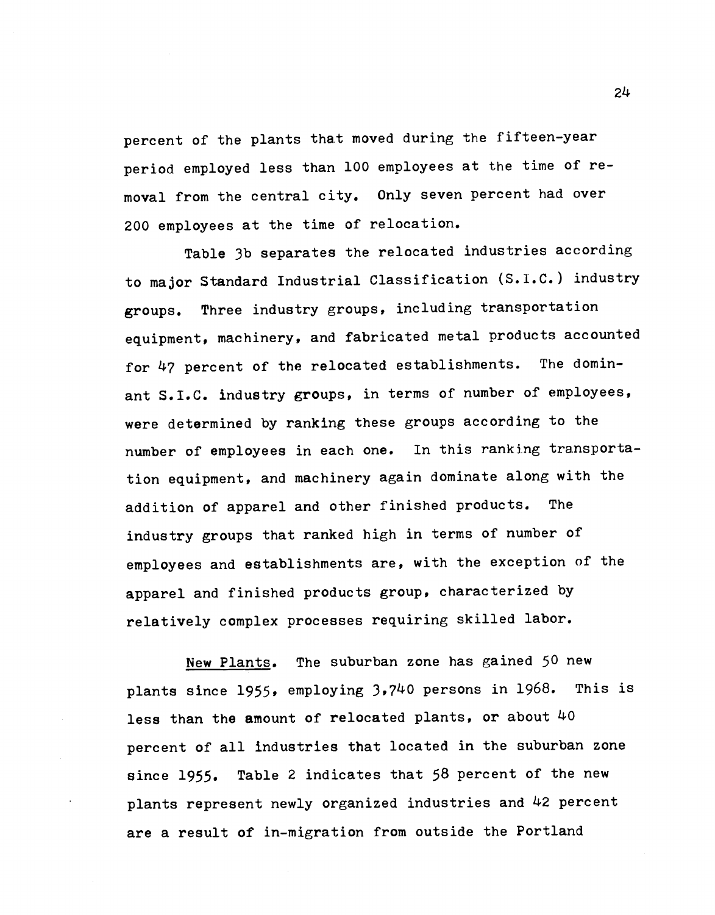percent of the plants that moved during the fifteen-year period employed less than 100 employees at the time of removal from the central city. Only seven percent had over 200 employees at the time of relocation.

Table 3b separates the relocated industries according to major Standard Industrial Classification (S.I.C.) industry groups. Three industry groups, including transportation equipment, machinery, and fabricated metal products accounted for 47 percent of the relocated establishments. The dominant S.I.C. industry groups, in terms of number of employees, were determined by ranking these groups according to the number of employees in each one. In this ranking transportation equipment, and machinery again dominate along with the addition of apparel and other finished products. The industry groups that ranked high in terms of number of employees and establishments are, with the exception of the apparel and finished products group, characterized by relatively complex processes requiring skilled labor.

<u>New Plants</u>. The suburban zone has gained 50 new plants since 1955, employing 3,740 persons in 1968. This is less than the amount of relocated plants, or about 40 percent of all industries that located in the suburban zone since 1955. Table 2 indicates that 58 percent of the new plants represent newly organized industries and 42 percent are a result of in-migration from outside the Portland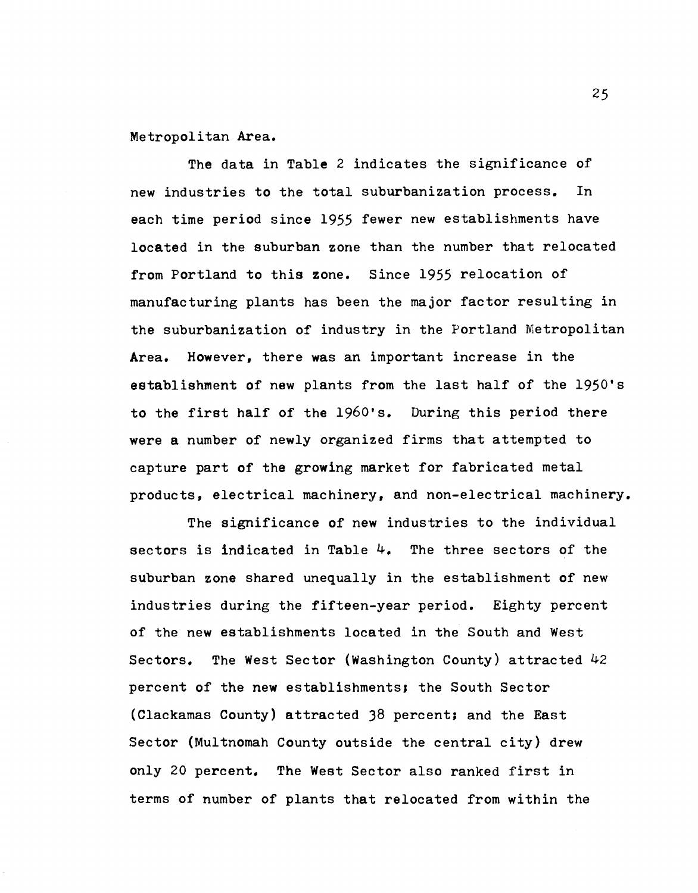Metropolitan Area.

The data in Table 2 indicates the significance of new industries to the total suburbanization process. In each time period since 1955 fewer new establishments have located in the suburban zone than the number that relocated from Portland to this zone. Since 1955 relocation of manufacturing plants has been the major factor resulting in the suburbanization of industry in the Portland Metropolitan Area. However, there was an important increase in the establishment of new plants from the last half of the 1950's to the first half of the 1960's. During this period there were a number of newly organized firms that attempted to capture part of the growing market for fabricated metal products, electrical machinery, and non-electrical machinery.

The significance of new industries to the individual sectors is indicated in Table 4. The three sectors of the suburban zone shared unequally in the establishment of new industries during the fifteen-year period. Eighty percent of the new establishments located in the South and West Sectors. The West Sector (Washington County) attracted 42 percent of the new establishments; the South Sector (Clackamas County) attracted 38 percent; and the East Sector (Multnomah County outside the central city) drew only 20 percent. The West Sector also ranked first in terms of number of plants that relocated from within the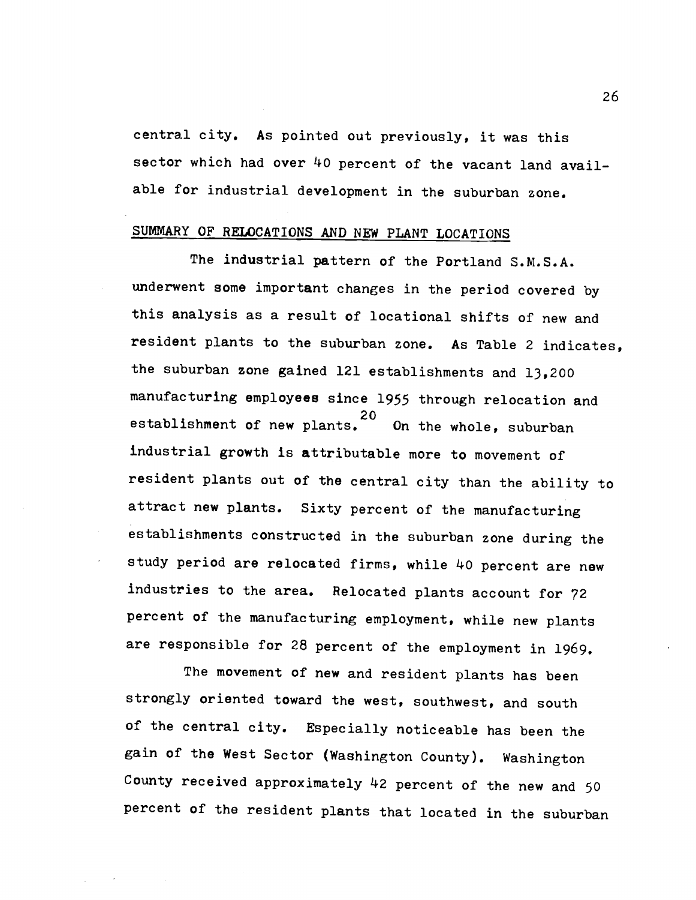central city. As pointed out previously, it was this sector which had over 40 percent of the vacant land available for industrial development in the suburban zone.

## SUMMARY OF RELOCATIONS AND NEW PLANT LOCATIONS

The industrial pattern of the Portland S.M.S.A. underwent some important changes in the period covered by this analysis as a result of locational shifts of new and resident plants to the suburban zone. As Table 2 indicates, the suburban zone gained 121 establishments and 13,200 manufacturing employees since 1955 through relocation and establishment of new plants.[20] On the whole, suburban industrial growth is attributable more to movement of resident plants out of the central city than the ability to attract new plants. Sixty percent of the manufacturing establishments constructed in the suburban zone during the study period are relocated firms, while 40 percent are new industries to the area. Relocated plants account for 72 percent of the manufacturing employment, while new plants are responsible for 28 percent of the employment in 1969.

The movement of new and resident plants has been strongly oriented toward the west, southwest, and south of the central city. Especially noticeable has been the gain of the West Sector (Washington County). Washington County received approximately 42 percent of the new and 50 percent of the resident plants that located in the suburban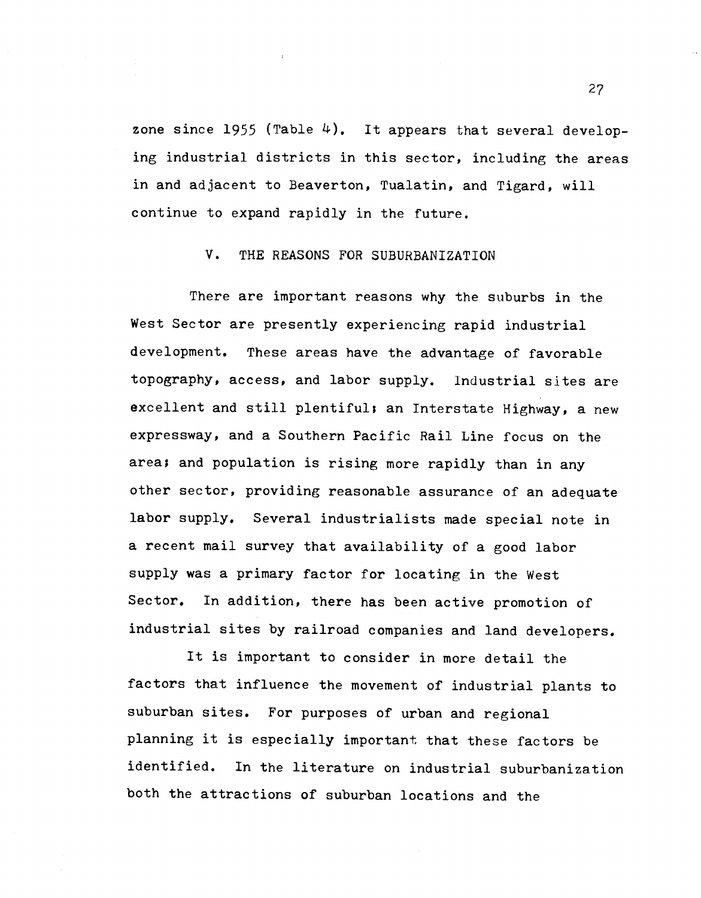zone since 1955 (Table 4). It appears that several developing industrial districts in this sector, including the areas in and adjacent to Beaverton, Tualatin, and Tigard, will continue to expand rapidly in the future.

## V. THE REASONS FOR SUBURBANIZATION

There are important reasons why the suburbs in the West Sector are presently experiencing rapid industrial development. These areas have the advantage of favorable topography, access, and labor supply. Industrial sites are excellent and still plentiful; an Interstate Highway, a new expressway, and a Southern Pacific Rail Line focus on the area; and population is rising more rapidly than in any other sector, providing reasonable assurance of an adequate labor supply. Several industrialists made special note in a recent mail survey that availability of a good labor supply was a primary factor for locating in the West Sector. In addition, there has been active promotion of industrial sites by railroad companies and land developers.

It is important to consider in more detail the factors that influence the movement of industrial plants to suburban sites. For purposes of urban and regional planning it is especially important that these factors be identified. In the literature on industrial suburbanization both the attractions of suburban locations and the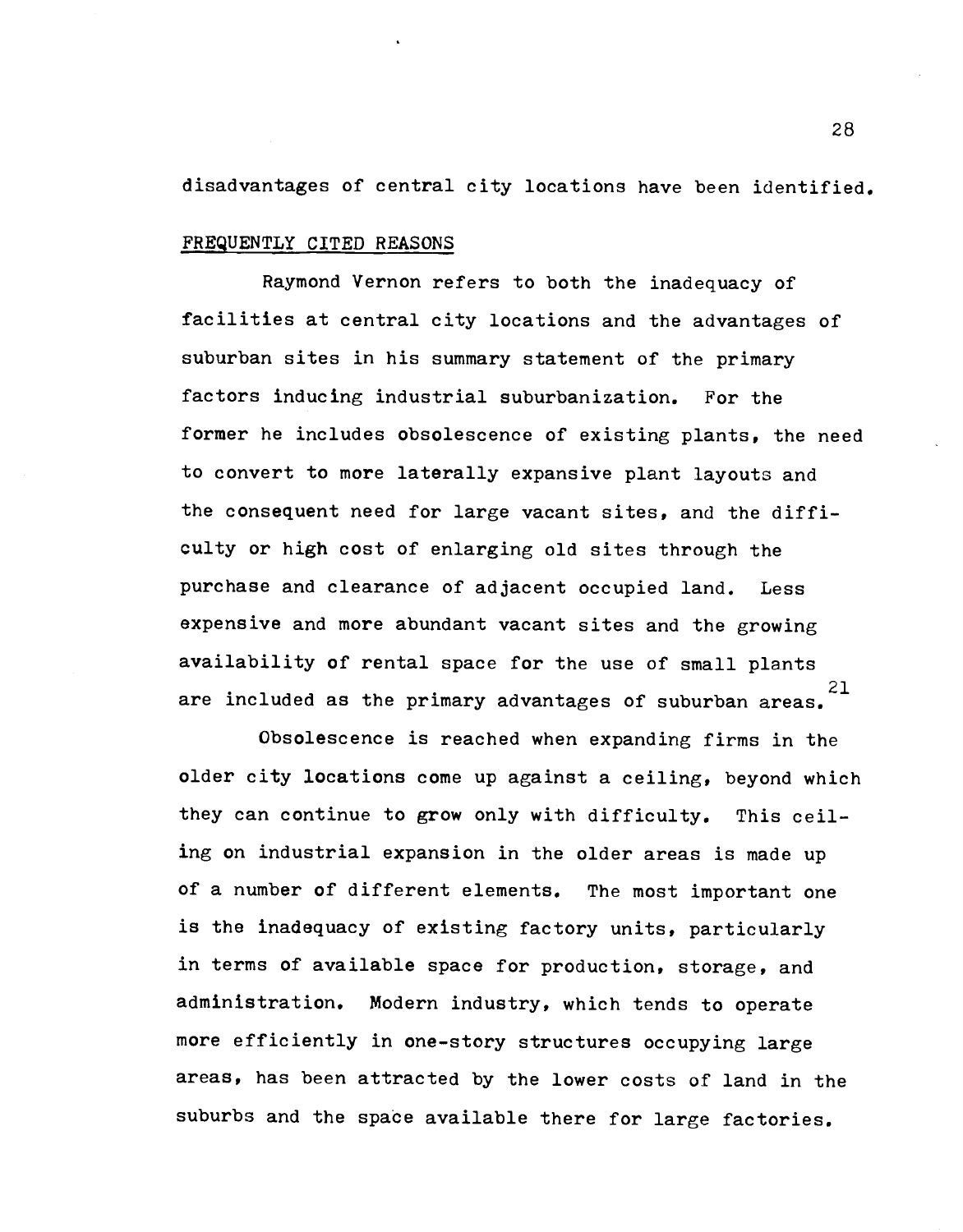disadvantages of central city locations have been identified.

## FREQUENTLY CITED REASONS

Raymond Vernon refers to both the inadequacy of facilities at central city locations and the advantages of suburban sites in his summary statement of the primary factors inducing industrial suburbanization. For the former he includes obsolescence of existing plants, the need to convert to more laterally expansive plant layouts and the consequent need for large vacant sites, and the difficulty or high cost of enlarging old sites through the purchase and clearance of adjacent occupied land. Less expensive and more abundant vacant sites and the growing availability of rental space for the use of small plants are included as the primary advantages of suburban areas.[21]

Obsolescence is reached when expanding firms in the older city locations come up against a ceiling, beyond which they can continue to grow only with difficulty. This ceiling on industrial expansion in the older areas is made up of a number of different elements. The most important one is the inadequacy of existing factory units, particularly in terms of available space for production, storage, and administration. Modern industry, which tends to operate more efficiently in one-story structures occupying large areas, has been attracted by the lower costs of land in the suburbs and the space available there for large factories.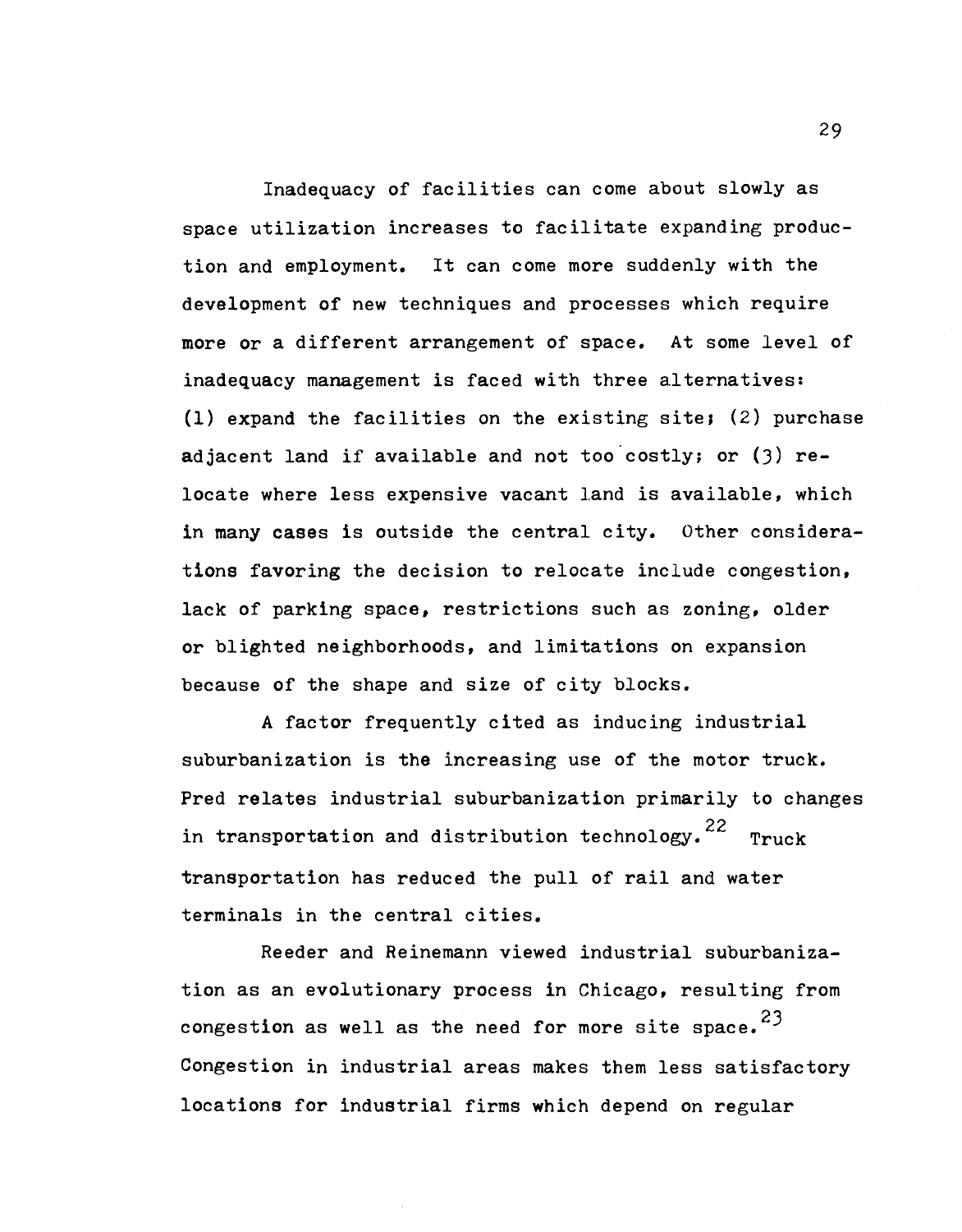Inadequacy of facilities can come about slowly as space utilization increases to facilitate expanding production and employment. It can come more suddenly with the development of new techniques and processes which require more or a different arrangement of space. At some level of inadequacy management is faced with three alternatives: (1) expand the facilities on the existing site; (2) purchase adjacent land if available and not too costly; or (3) relocate where less expensive vacant land is available, which in many cases is outside the central city. Other considerations favoring the decision to relocate include congestion, lack of parking space, restrictions such as zoning, older or blighted neighborhoods, and limitations on expansion because of the shape and size of city blocks.

A factor frequently cited as inducing industrial suburbanization is the increasing use of the motor truck. Pred relates industrial suburbanization primarily to changes in transportation and distribution technology.[22] Truck transportation has reduced the pull of rail and water terminals in the central cities.

Reeder and Reinemann viewed industrial suburbanization as an evolutionary process in Chicago, resulting from congestion as well as the need for more site space.[23] Congestion in industrial areas makes them less satisfactory locations for industrial firms which depend on regular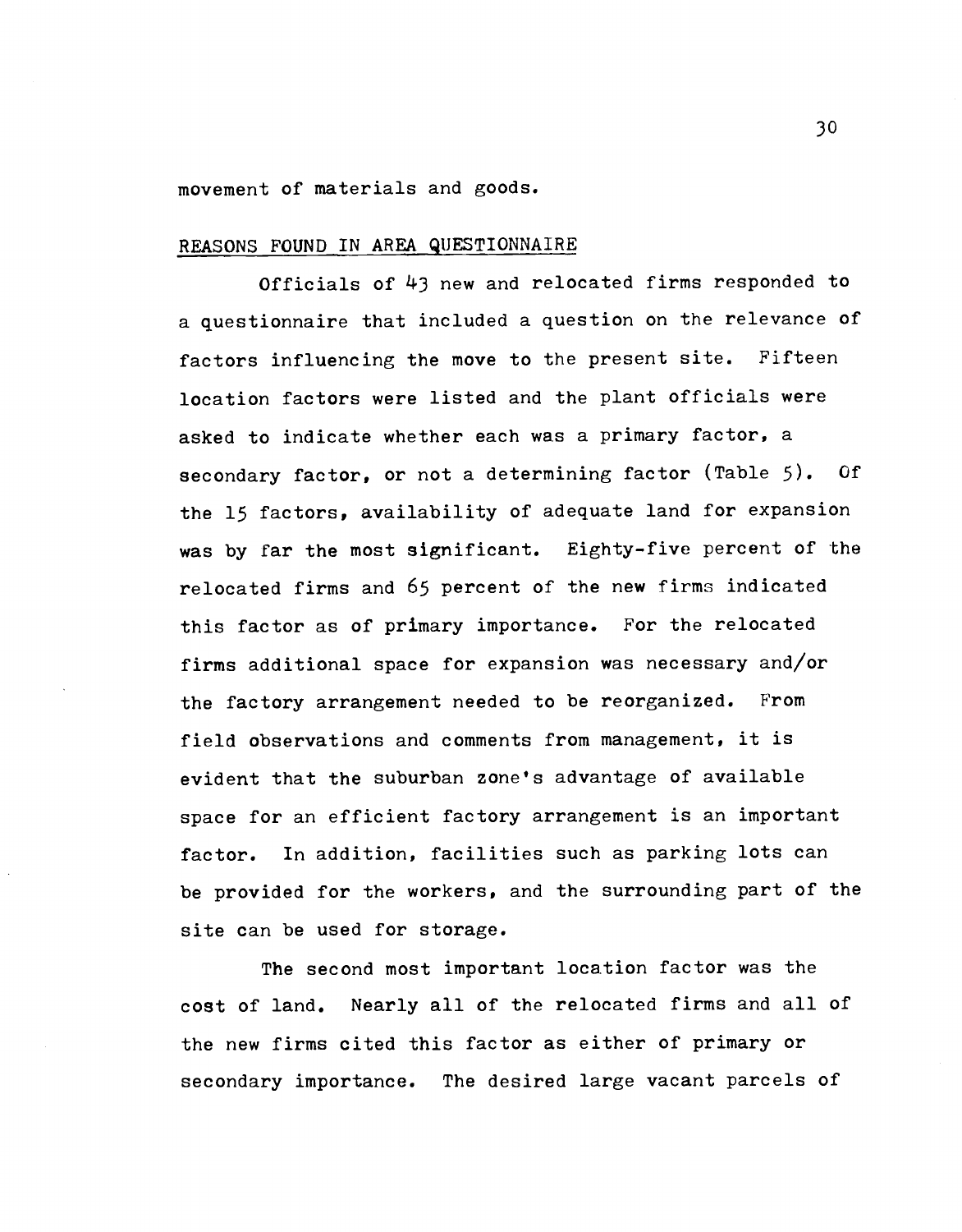movement of materials and goods.

## REASONS FOUND IN AREA QUESTIONNAIRE

Officials of 43 new and relocated firms responded to a questionnaire that included a question on the relevance of factors influencing the move to the present site. Fifteen location factors were listed and the plant officials were asked to indicate whether each was a primary factor, a secondary factor, or not a determining factor (Table 5). Of the 15 factors, availability of adequate land for expansion was by far the most significant. Eighty-five percent of the relocated firms and 65 percent of the new firms indicated this factor as of primary importance. For the relocated firms additional space for expansion was necessary and/or the factory arrangement needed to be reorganized. From field observations and comments from management, it is evident that the suburban zone's advantage of available space for an efficient factory arrangement is an important factor. In addition, facilities such as parking lots can be provided for the workers, and the surrounding part of the site can be used for storage.

The second most important location factor was the cost of land. Nearly all of the relocated firms and all of the new firms cited this factor as either of primary or secondary importance. The desired large vacant parcels of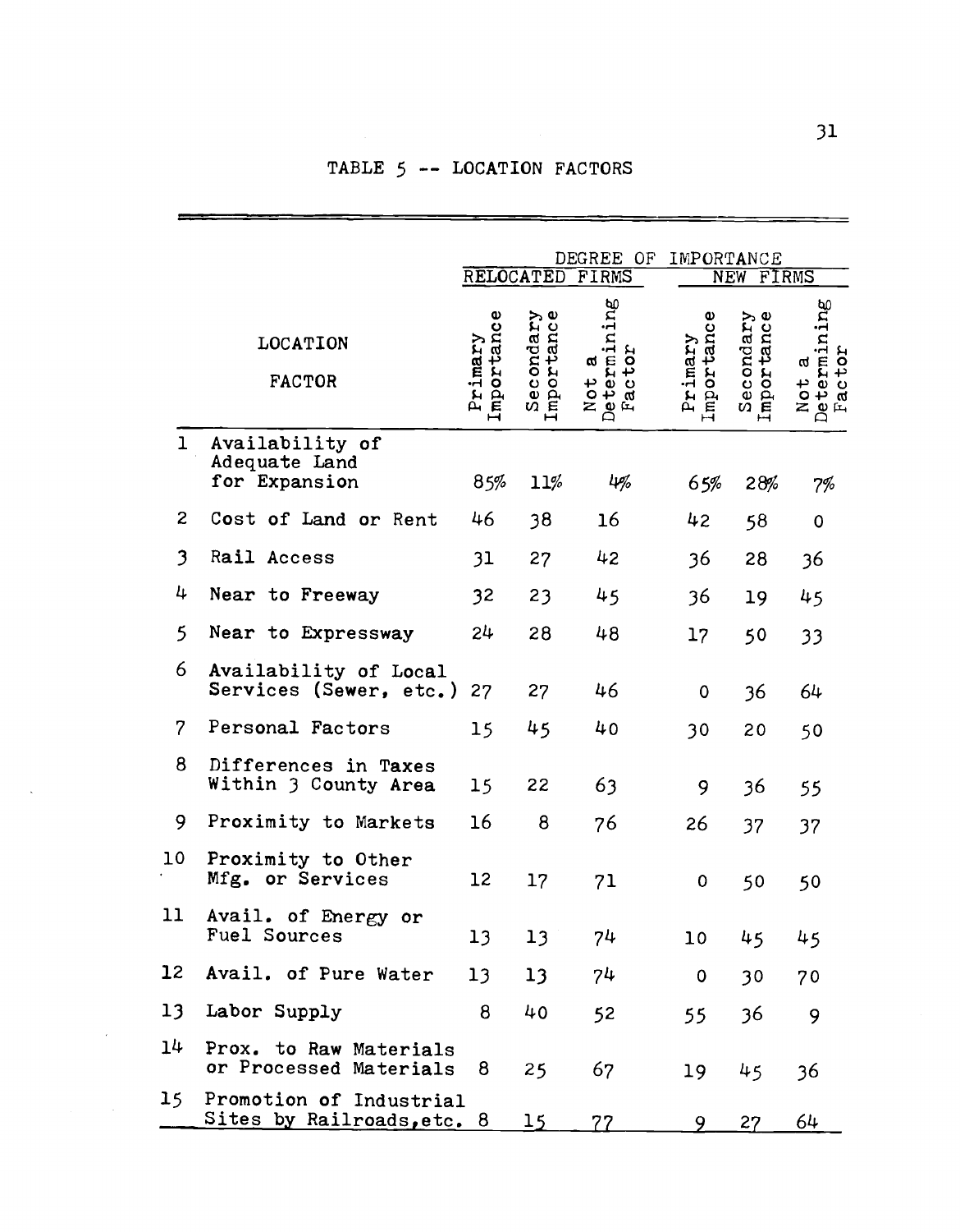# TABLE 5 -- LOCATION FACTORS

| | LOCATION FACTOR | DEGREE OF IMPORTANCE | | | | | |
|---|---|---|---|---|---|---|---|
| | | RELOCATED FIRMS | | | NEW FIRMS | | |
| | | Primary Importance | Secondary Importance | Not a Determining Factor | Primary Importance | Secondary Importance | Not a Determining Factor |
| 1 | Availability of Adequate Land for Expansion | 85% | 11% | 4% | 65% | 28% | 7% |
| 2 | Cost of Land or Rent | 46 | 38 | 16 | 42 | 58 | 0 |
| 3 | Rail Access | 31 | 27 | 42 | 36 | 28 | 36 |
| 4 | Near to Freeway | 32 | 23 | 45 | 36 | 19 | 45 |
| 5 | Near to Expressway | 24 | 28 | 48 | 17 | 50 | 33 |
| 6 | Availability of Local Services (Sewer, etc.) | 27 | 27 | 46 | 0 | 36 | 64 |
| 7 | Personal Factors | 15 | 45 | 40 | 30 | 20 | 50 |
| 8 | Differences in Taxes Within 3 County Area | 15 | 22 | 63 | 9 | 36 | 55 |
| 9 | Proximity to Markets | 16 | 8 | 76 | 26 | 37 | 37 |
| 10 | Proximity to Other Mfg. or Services | 12 | 17 | 71 | 0 | 50 | 50 |
| 11 | Avail. of Energy or Fuel Sources | 13 | 13 | 74 | 10 | 45 | 45 |
| 12 | Avail. of Pure Water | 13 | 13 | 74 | 0 | 30 | 70 |
| 13 | Labor Supply | 8 | 40 | 52 | 55 | 36 | 9 |
| 14 | Prox. to Raw Materials or Processed Materials | 8 | 25 | 67 | 19 | 45 | 36 |
| 15 | Promotion of Industrial Sites by Railroads, etc. | 8 | 15 | 77 | 9 | 27 | 64 |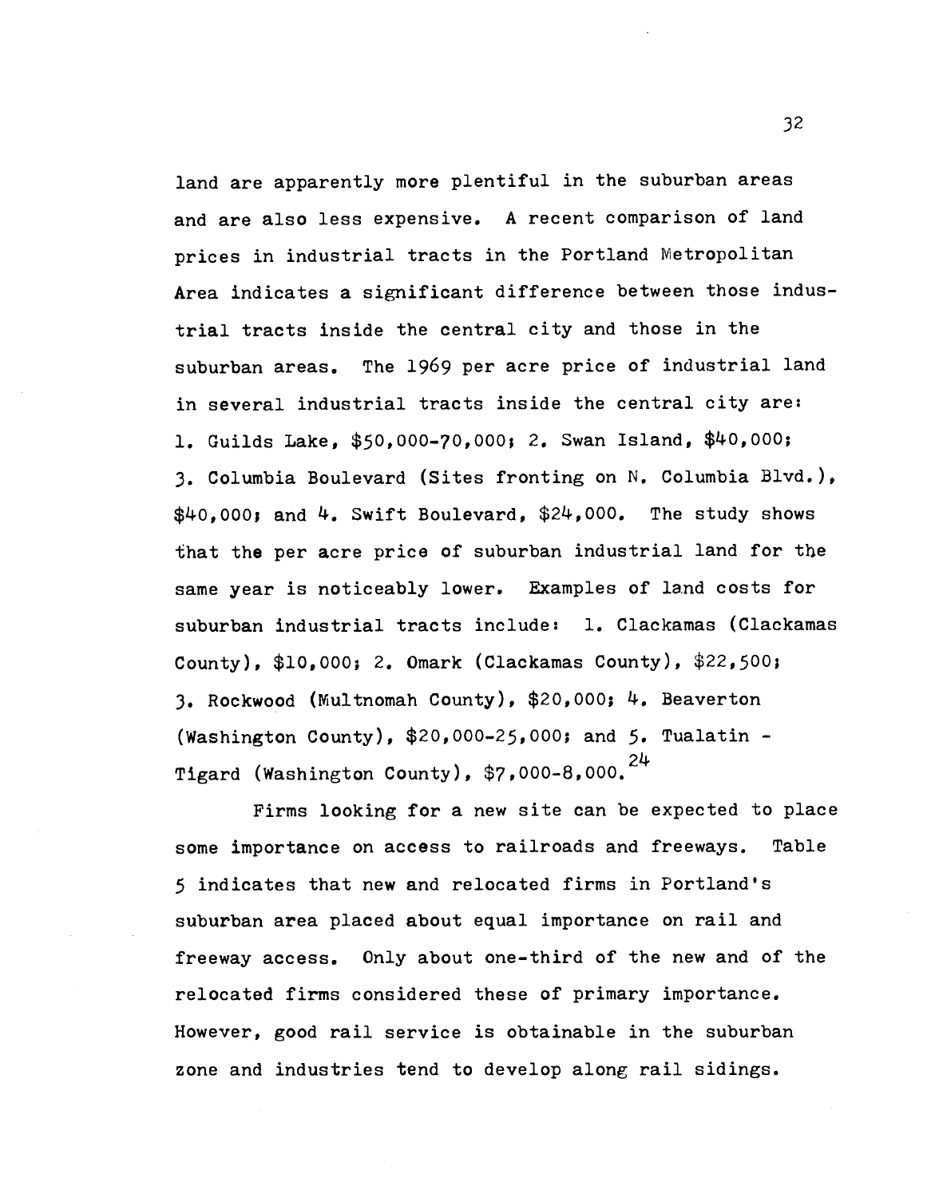land are apparently more plentiful in the suburban areas and are also less expensive. A recent comparison of land prices in industrial tracts in the Portland Metropolitan Area indicates a significant difference between those industrial tracts inside the central city and those in the suburban areas. The 1969 per acre price of industrial land in several industrial tracts inside the central city are: 1. Guilds Lake, $50,000-70,000; 2. Swan Island, $40,000; 3. Columbia Boulevard (Sites fronting on N. Columbia Blvd.), $40,000; and 4. Swift Boulevard, $24,000. The study shows that the per acre price of suburban industrial land for the same year is noticeably lower. Examples of land costs for suburban industrial tracts include: 1. Clackamas (Clackamas County), $10,000; 2. Omark (Clackamas County), $22,500; 3. Rockwood (Multnomah County), $20,000; 4. Beaverton (Washington County), $20,000-25,000; and 5. Tualatin - Tigard (Washington County), $7,000-8,000.[24]

Firms looking for a new site can be expected to place some importance on access to railroads and freeways. Table 5 indicates that new and relocated firms in Portland's suburban area placed about equal importance on rail and freeway access. Only about one-third of the new and of the relocated firms considered these of primary importance. However, good rail service is obtainable in the suburban zone and industries tend to develop along rail sidings.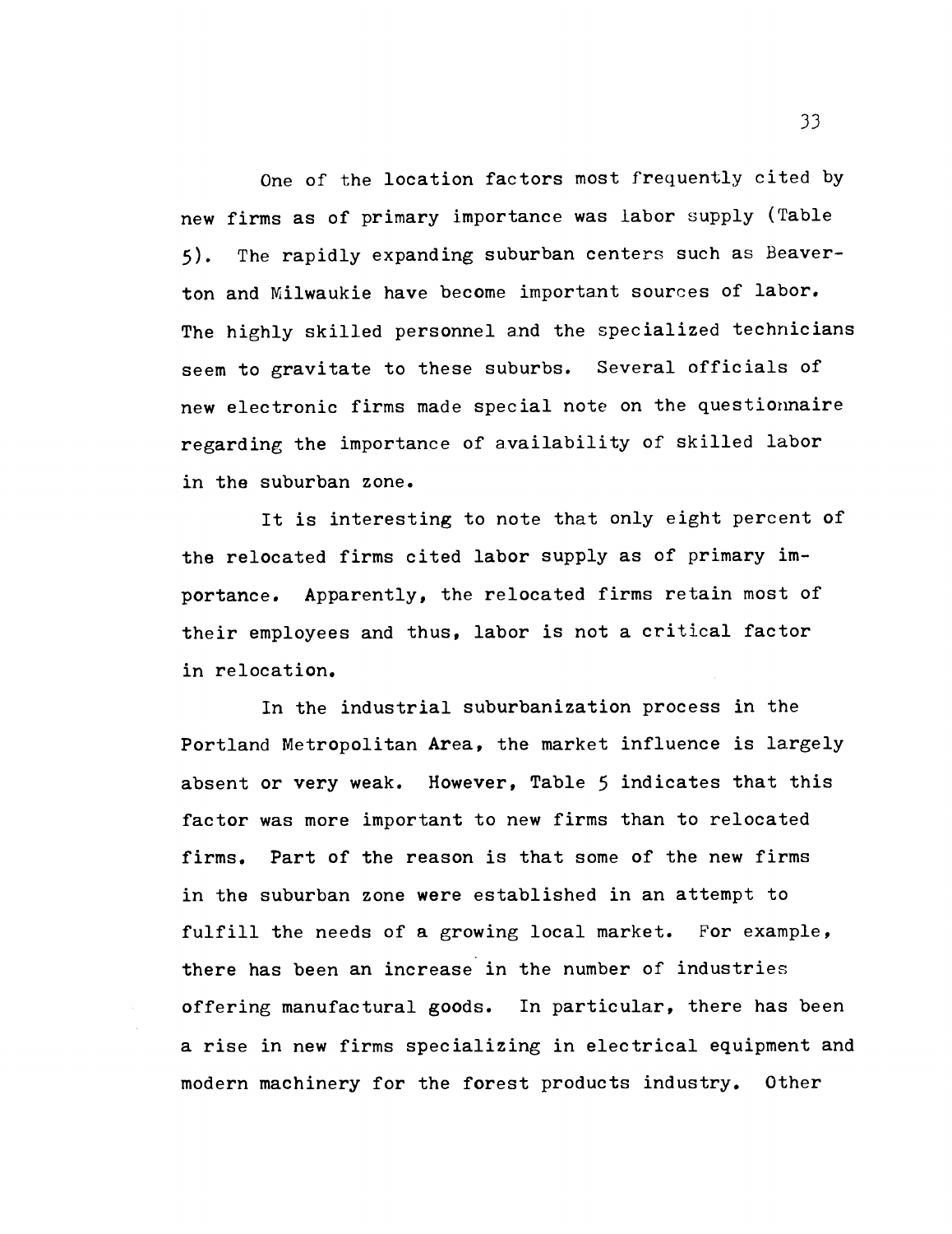One of the location factors most frequently cited by new firms as of primary importance was labor supply (Table 5). The rapidly expanding suburban centers such as Beaverton and Milwaukie have become important sources of labor. The highly skilled personnel and the specialized technicians seem to gravitate to these suburbs. Several officials of new electronic firms made special note on the questionnaire regarding the importance of availability of skilled labor in the suburban zone.

It is interesting to note that only eight percent of the relocated firms cited labor supply as of primary importance. Apparently, the relocated firms retain most of their employees and thus, labor is not a critical factor in relocation.

In the industrial suburbanization process in the Portland Metropolitan Area, the market influence is largely absent or very weak. However, Table 5 indicates that this factor was more important to new firms than to relocated firms. Part of the reason is that some of the new firms in the suburban zone were established in an attempt to fulfill the needs of a growing local market. For example, there has been an increase in the number of industries offering manufactural goods. In particular, there has been a rise in new firms specializing in electrical equipment and modern machinery for the forest products industry. Other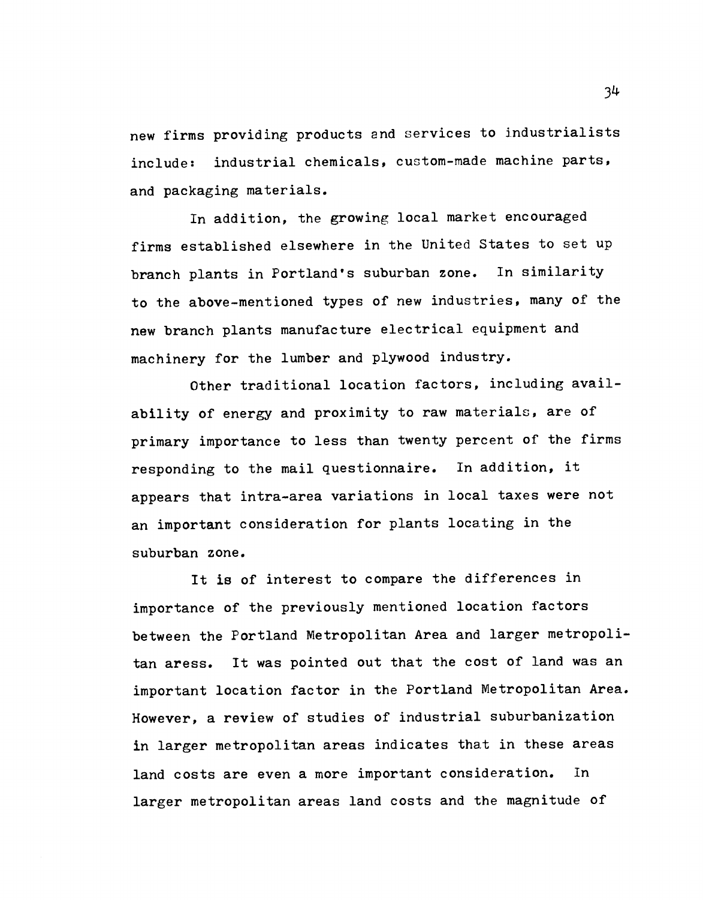new firms providing products and services to industrialists include: industrial chemicals, custom-made machine parts, and packaging materials.

In addition, the growing local market encouraged firms established elsewhere in the United States to set up branch plants in Portland's suburban zone. In similarity to the above-mentioned types of new industries, many of the new branch plants manufacture electrical equipment and machinery for the lumber and plywood industry.

Other traditional location factors, including availability of energy and proximity to raw materials, are of primary importance to less than twenty percent of the firms responding to the mail questionnaire. In addition, it appears that intra-area variations in local taxes were not an important consideration for plants locating in the suburban zone.

It is of interest to compare the differences in importance of the previously mentioned location factors between the Portland Metropolitan Area and larger metropolitan aress. It was pointed out that the cost of land was an important location factor in the Portland Metropolitan Area. However, a review of studies of industrial suburbanization in larger metropolitan areas indicates that in these areas land costs are even a more important consideration. In larger metropolitan areas land costs and the magnitude of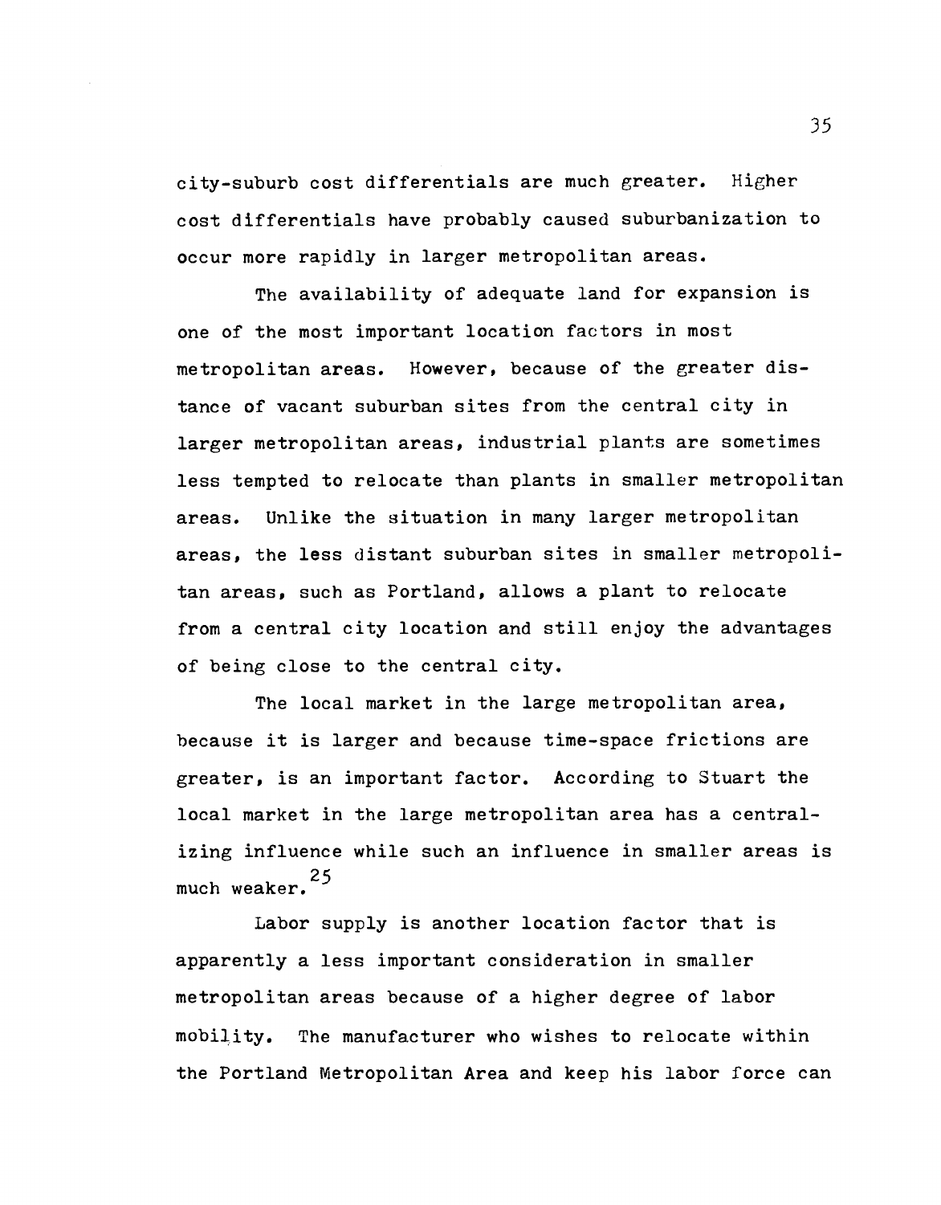city-suburb cost differentials are much greater. Higher cost differentials have probably caused suburbanization to occur more rapidly in larger metropolitan areas.

The availability of adequate land for expansion is one of the most important location factors in most metropolitan areas. However, because of the greater distance of vacant suburban sites from the central city in larger metropolitan areas, industrial plants are sometimes less tempted to relocate than plants in smaller metropolitan areas. Unlike the situation in many larger metropolitan areas, the less distant suburban sites in smaller metropolitan areas, such as Portland, allows a plant to relocate from a central city location and still enjoy the advantages of being close to the central city.

The local market in the large metropolitan area, because it is larger and because time-space frictions are greater, is an important factor. According to Stuart the local market in the large metropolitan area has a centralizing influence while such an influence in smaller areas is much weaker.[25]

Labor supply is another location factor that is apparently a less important consideration in smaller metropolitan areas because of a higher degree of labor mobility. The manufacturer who wishes to relocate within the Portland Metropolitan Area and keep his labor force can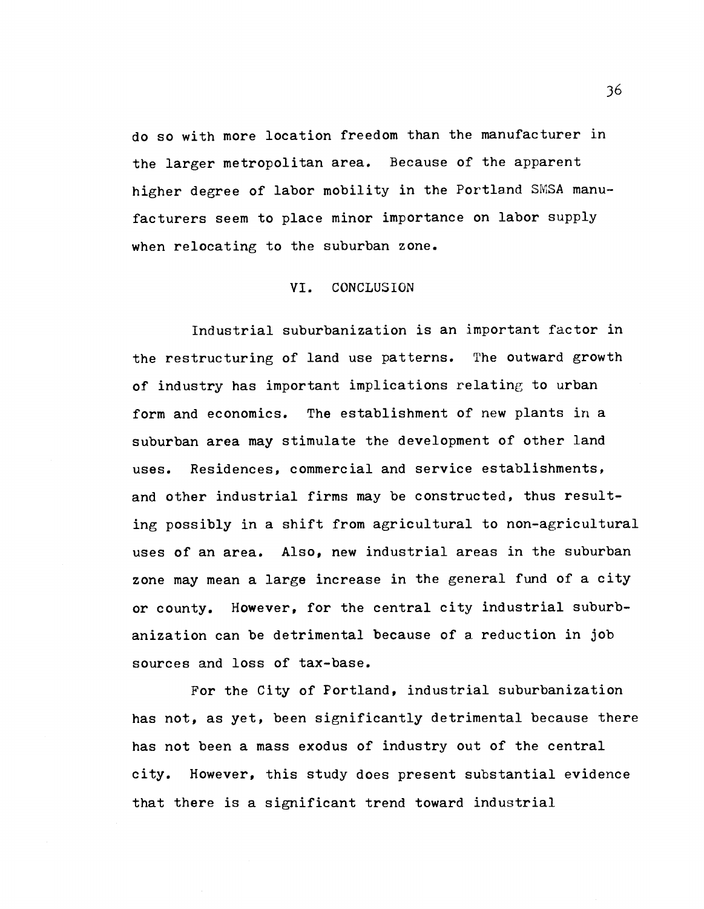do so with more location freedom than the manufacturer in the larger metropolitan area. Because of the apparent higher degree of labor mobility in the Portland SMSA manufacturers seem to place minor importance on labor supply when relocating to the suburban zone.

## VI. CONCLUSION

Industrial suburbanization is an important factor in the restructuring of land use patterns. The outward growth of industry has important implications relating to urban form and economics. The establishment of new plants in a suburban area may stimulate the development of other land uses. Residences, commercial and service establishments, and other industrial firms may be constructed, thus resulting possibly in a shift from agricultural to non-agricultural uses of an area. Also, new industrial areas in the suburban zone may mean a large increase in the general fund of a city or county. However, for the central city industrial suburbanization can be detrimental because of a reduction in job sources and loss of tax-base.

For the City of Portland, industrial suburbanization has not, as yet, been significantly detrimental because there has not been a mass exodus of industry out of the central city. However, this study does present substantial evidence that there is a significant trend toward industrial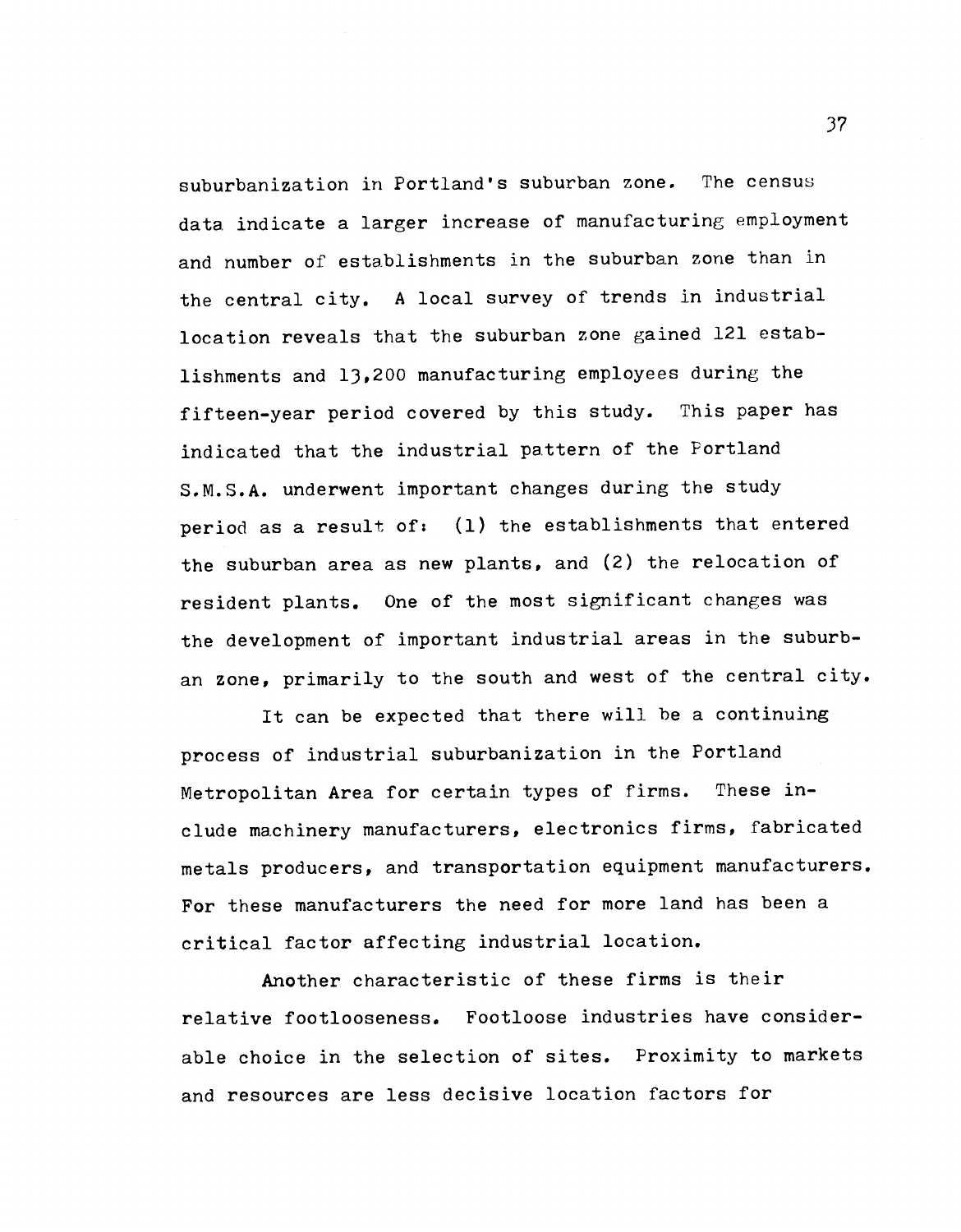suburbanization in Portland's suburban zone. The census data indicate a larger increase of manufacturing employment and number of establishments in the suburban zone than in the central city. A local survey of trends in industrial location reveals that the suburban zone gained 121 establishments and 13,200 manufacturing employees during the fifteen-year period covered by this study. This paper has indicated that the industrial pattern of the Portland S.M.S.A. underwent important changes during the study period as a result of: (1) the establishments that entered the suburban area as new plants, and (2) the relocation of resident plants. One of the most significant changes was the development of important industrial areas in the suburban zone, primarily to the south and west of the central city.

It can be expected that there will be a continuing process of industrial suburbanization in the Portland Metropolitan Area for certain types of firms. These include machinery manufacturers, electronics firms, fabricated metals producers, and transportation equipment manufacturers. For these manufacturers the need for more land has been a critical factor affecting industrial location.

Another characteristic of these firms is their relative footlooseness. Footloose industries have considerable choice in the selection of sites. Proximity to markets and resources are less decisive location factors for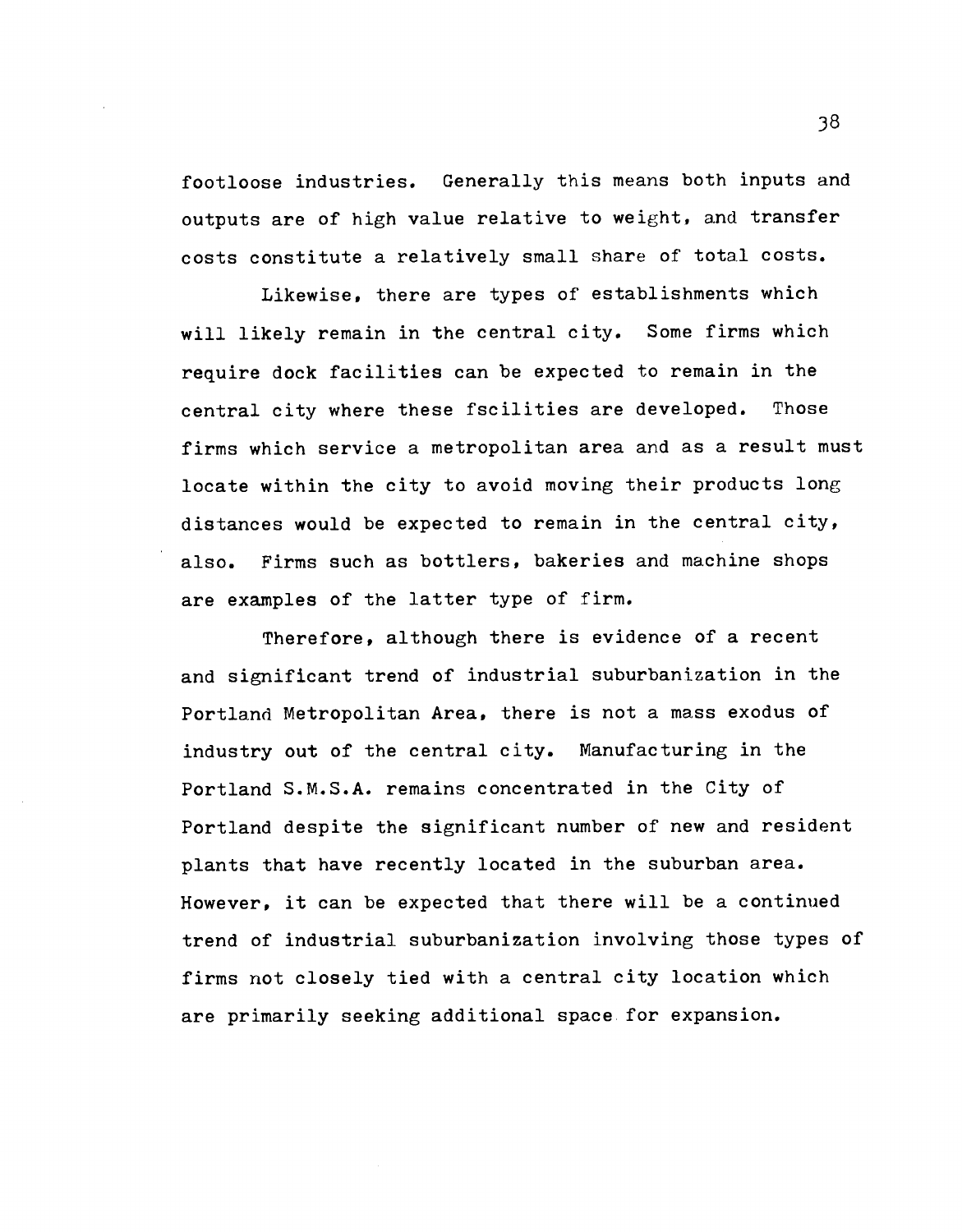footloose industries. Generally this means both inputs and outputs are of high value relative to weight, and transfer costs constitute a relatively small share of total costs.

Likewise, there are types of establishments which will likely remain in the central city. Some firms which require dock facilities can be expected to remain in the central city where these fscilities are developed. Those firms which service a metropolitan area and as a result must locate within the city to avoid moving their products long distances would be expected to remain in the central city, also. Firms such as bottlers, bakeries and machine shops are examples of the latter type of firm.

Therefore, although there is evidence of a recent and significant trend of industrial suburbanization in the Portland Metropolitan Area, there is not a mass exodus of industry out of the central city. Manufacturing in the Portland S.M.S.A. remains concentrated in the City of Portland despite the significant number of new and resident plants that have recently located in the suburban area. However, it can be expected that there will be a continued trend of industrial suburbanization involving those types of firms not closely tied with a central city location which are primarily seeking additional space for expansion.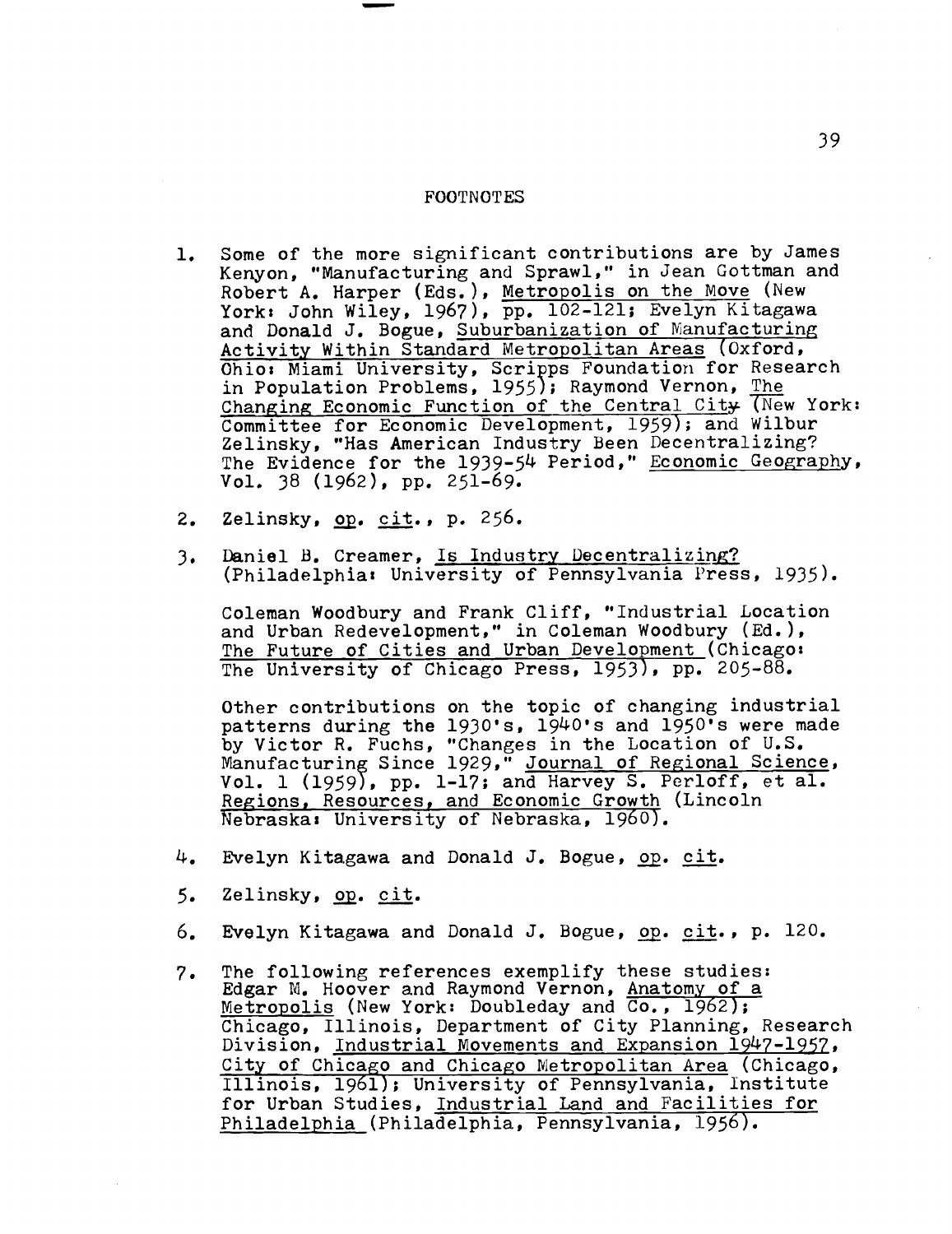# FOOTNOTES

1. Some of the more significant contributions are by James Kenyon, "Manufacturing and Sprawl," in Jean Gottman and Robert A. Harper (Eds.), Metropolis on the Move (New York: John Wiley, 1967), pp. 102-121; Evelyn Kitagawa and Donald J. Bogue, Suburbanization of Manufacturing Activity Within Standard Metropolitan Areas (Oxford, Ohio: Miami University, Scripps Foundation for Research in Population Problems, 1955); Raymond Vernon, The Changing Economic Function of the Central City (New York: Committee for Economic Development, 1959); and Wilbur Zelinsky, "Has American Industry Been Decentralizing? The Evidence for the 1939-54 Period," Economic Geography, Vol. 38 (1962), pp. 251-69.

2. Zelinsky, op. cit., p. 256.

3. Daniel B. Creamer, Is Industry Decentralizing? (Philadelphia: University of Pennsylvania Press, 1935).

   Coleman Woodbury and Frank Cliff, "Industrial Location and Urban Redevelopment," in Coleman Woodbury (Ed.), The Future of Cities and Urban Development (Chicago: The University of Chicago Press, 1953), pp. 205-88.

   Other contributions on the topic of changing industrial patterns during the 1930's, 1940's and 1950's were made by Victor R. Fuchs, "Changes in the Location of U.S. Manufacturing Since 1929," Journal of Regional Science, Vol. 1 (1959), pp. 1-17; and Harvey S. Perloff, et al. Regions, Resources, and Economic Growth (Lincoln Nebraska: University of Nebraska, 1960).

4. Evelyn Kitagawa and Donald J. Bogue, op. cit.

5. Zelinsky, op. cit.

6. Evelyn Kitagawa and Donald J. Bogue, op. cit., p. 120.

7. The following references exemplify these studies: Edgar M. Hoover and Raymond Vernon, Anatomy of a Metropolis (New York: Doubleday and Co., 1962); Chicago, Illinois, Department of City Planning, Research Division, Industrial Movements and Expansion 1947-1957, City of Chicago and Chicago Metropolitan Area (Chicago, Illinois, 1961); University of Pennsylvania, Institute for Urban Studies, Industrial Land and Facilities for Philadelphia (Philadelphia, Pennsylvania, 1956).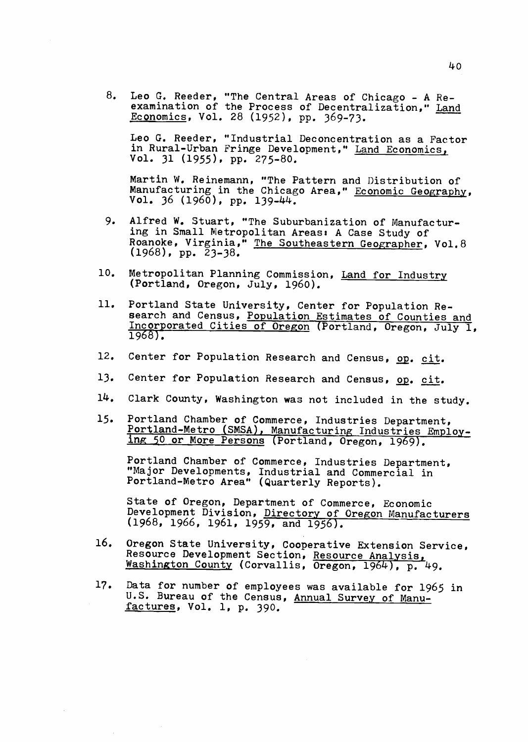8. Leo G. Reeder, "The Central Areas of Chicago - A Re-examination of the Process of Decentralization," Land Economics, Vol. 28 (1952), pp. 369-73.

   Leo G. Reeder, "Industrial Deconcentration as a Factor in Rural-Urban Fringe Development," Land Economics, Vol. 31 (1955), pp. 275-80.

   Martin W. Reinemann, "The Pattern and Distribution of Manufacturing in the Chicago Area," Economic Geography, Vol. 36 (1960), pp. 139-44.

9. Alfred W. Stuart, "The Suburbanization of Manufacturing in Small Metropolitan Areas: A Case Study of Roanoke, Virginia," The Southeastern Geographer, Vol. 8 (1968), pp. 23-38.

10. Metropolitan Planning Commission, Land for Industry (Portland, Oregon, July, 1960).

11. Portland State University, Center for Population Research and Census, Population Estimates of Counties and Incorporated Cities of Oregon (Portland, Oregon, July 1, 1968).

12. Center for Population Research and Census, op. cit.

13. Center for Population Research and Census, op. cit.

14. Clark County, Washington was not included in the study.

15. Portland Chamber of Commerce, Industries Department, Portland-Metro (SMSA), Manufacturing Industries Employing 50 or More Persons (Portland, Oregon, 1969).

    Portland Chamber of Commerce, Industries Department, "Major Developments, Industrial and Commercial in Portland-Metro Area" (Quarterly Reports).

    State of Oregon, Department of Commerce, Economic Development Division, Directory of Oregon Manufacturers (1968, 1966, 1961, 1959, and 1956).

16. Oregon State University, Cooperative Extension Service, Resource Development Section, Resource Analysis, Washington County (Corvallis, Oregon, 1964), p. 49.

17. Data for number of employees was available for 1965 in U.S. Bureau of the Census, Annual Survey of Manufactures, Vol. 1, p. 390.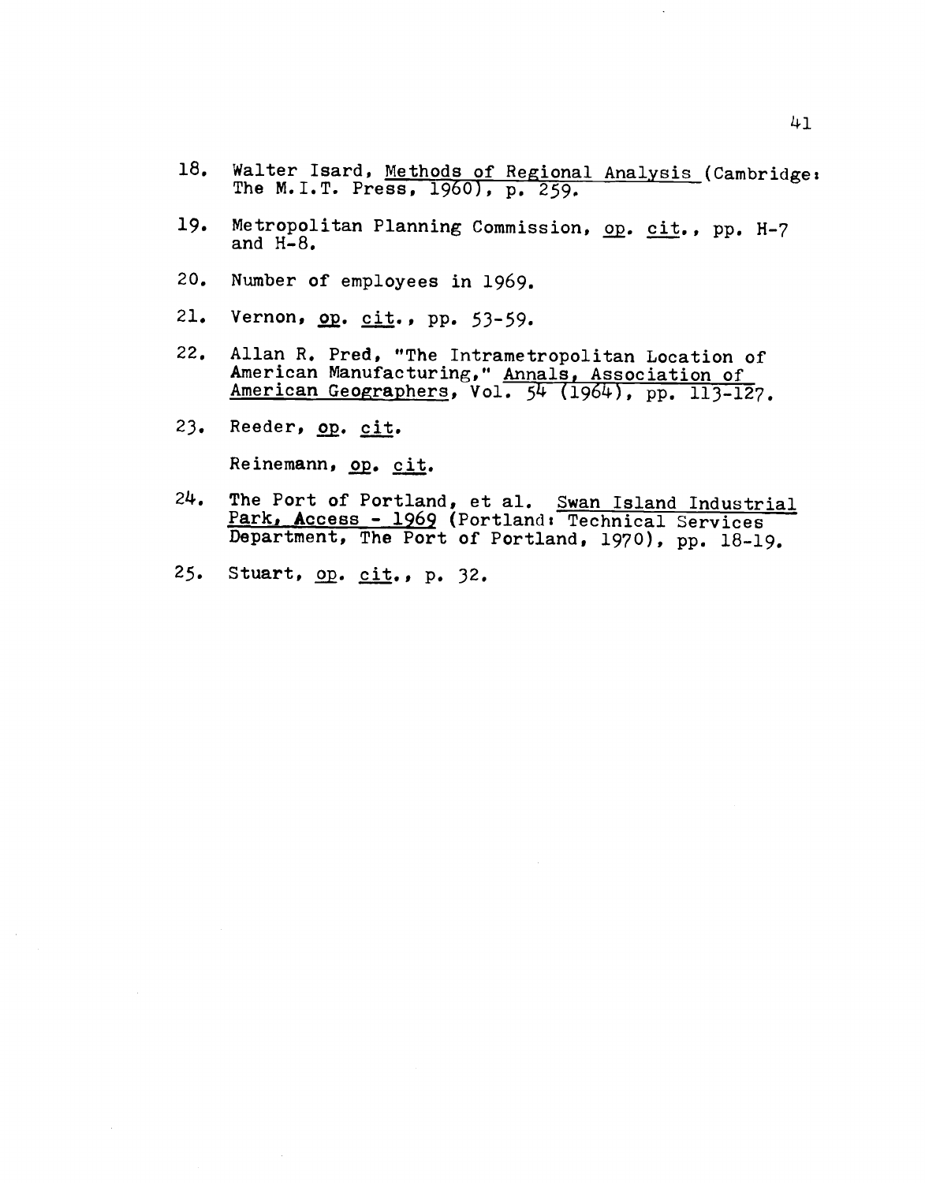18. Walter Isard, *Methods of Regional Analysis* (Cambridge: The M.I.T. Press, 1960), p. 259.

19. Metropolitan Planning Commission, *op. cit.*, pp. H-7 and H-8.

20. Number of employees in 1969.

21. Vernon, *op. cit.*, pp. 53-59.

22. Allan R. Pred, "The Intrametropolitan Location of American Manufacturing," *Annals, Association of American Geographers*, Vol. 54 (1964), pp. 113-127.

23. Reeder, *op. cit.*

    Reinemann, *op. cit.*

24. The Port of Portland, et al. *Swan Island Industrial Park, Access - 1969* (Portland: Technical Services Department, The Port of Portland, 1970), pp. 18-19.

25. Stuart, *op. cit.*, p. 32.